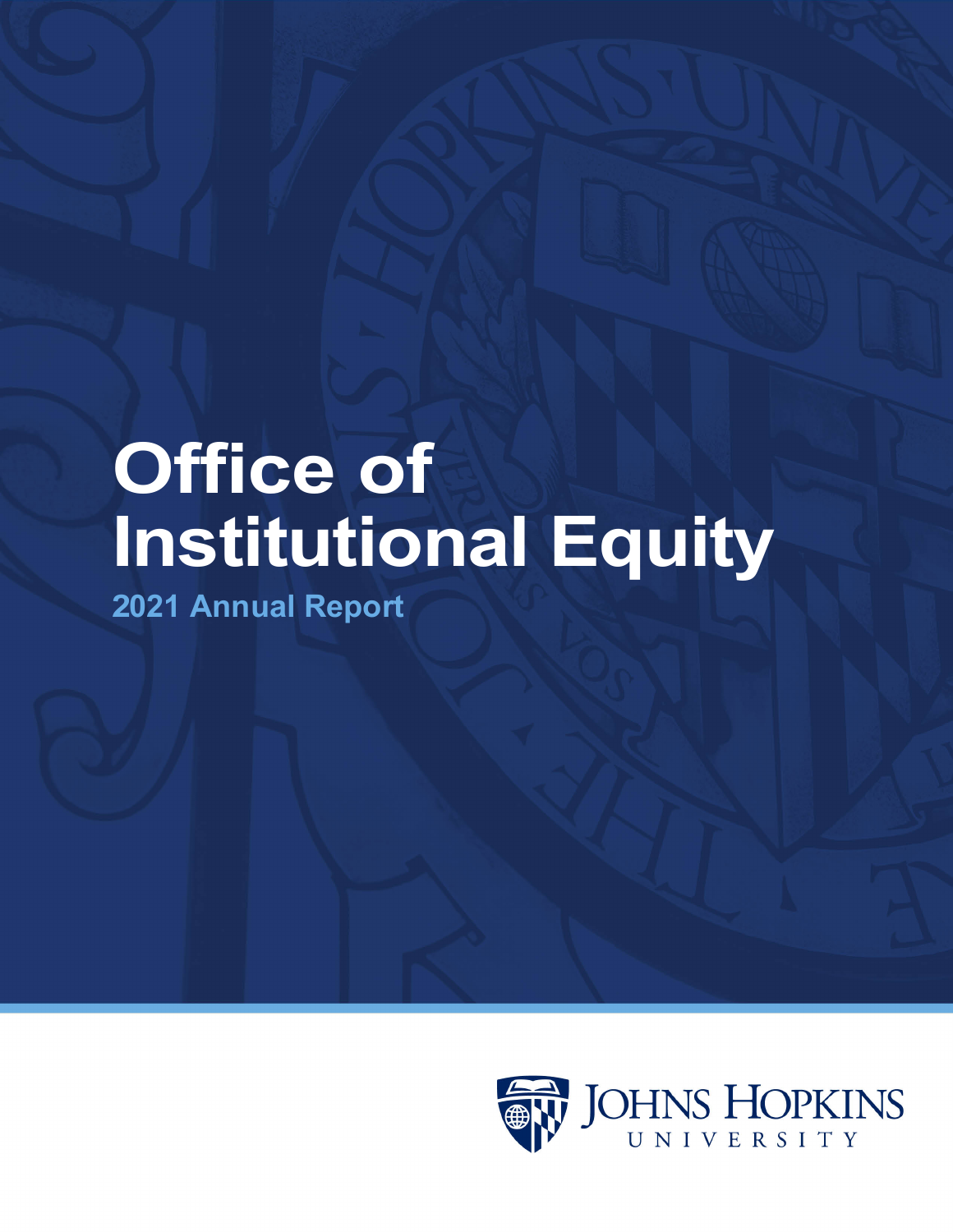# Office of Institutional Equity

## 2021 Annual Report

Johns Hopkins University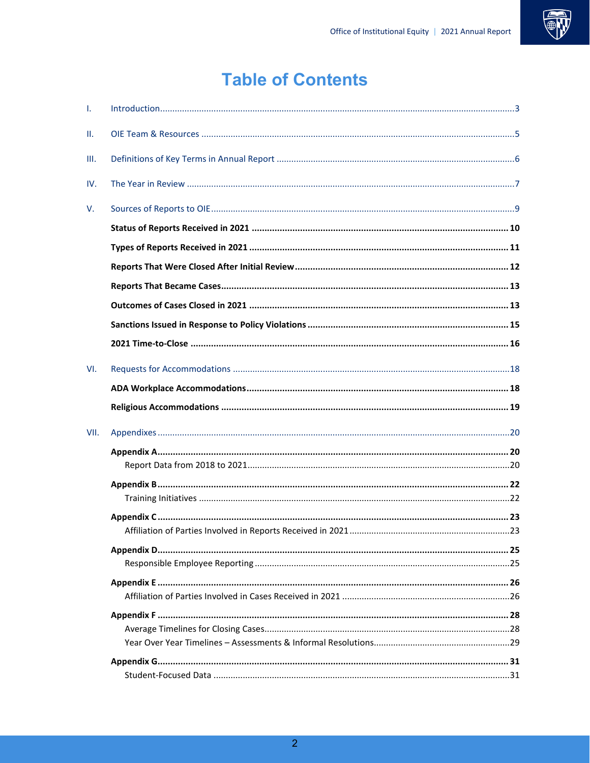# Table of Contents

I. Introduction ... 3

II. OIE Team & Resources ... 5

III. Definitions of Key Terms in Annual Report ... 6

IV. The Year in Review ... 7

V. Sources of Reports to OIE ... 9

- **Status of Reports Received in 2021 ... 10**
- **Types of Reports Received in 2021 ... 11**
- **Reports That Were Closed After Initial Review ... 12**
- **Reports That Became Cases ... 13**
- **Outcomes of Cases Closed in 2021 ... 13**
- **Sanctions Issued in Response to Policy Violations ... 15**
- **2021 Time-to-Close ... 16**

VI. Requests for Accommodations ... 18

- **ADA Workplace Accommodations ... 18**
- **Religious Accommodations ... 19**

VII. Appendixes ... 20

- **Appendix A ... 20**
  - Report Data from 2018 to 2021 ... 20
- **Appendix B ... 22**
  - Training Initiatives ... 22
- **Appendix C ... 23**
  - Affiliation of Parties Involved in Reports Received in 2021 ... 23
- **Appendix D ... 25**
  - Responsible Employee Reporting ... 25
- **Appendix E ... 26**
  - Affiliation of Parties Involved in Cases Received in 2021 ... 26
- **Appendix F ... 28**
  - Average Timelines for Closing Cases ... 28
  - Year Over Year Timelines – Assessments & Informal Resolutions ... 29
- **Appendix G ... 31**
  - Student-Focused Data ... 31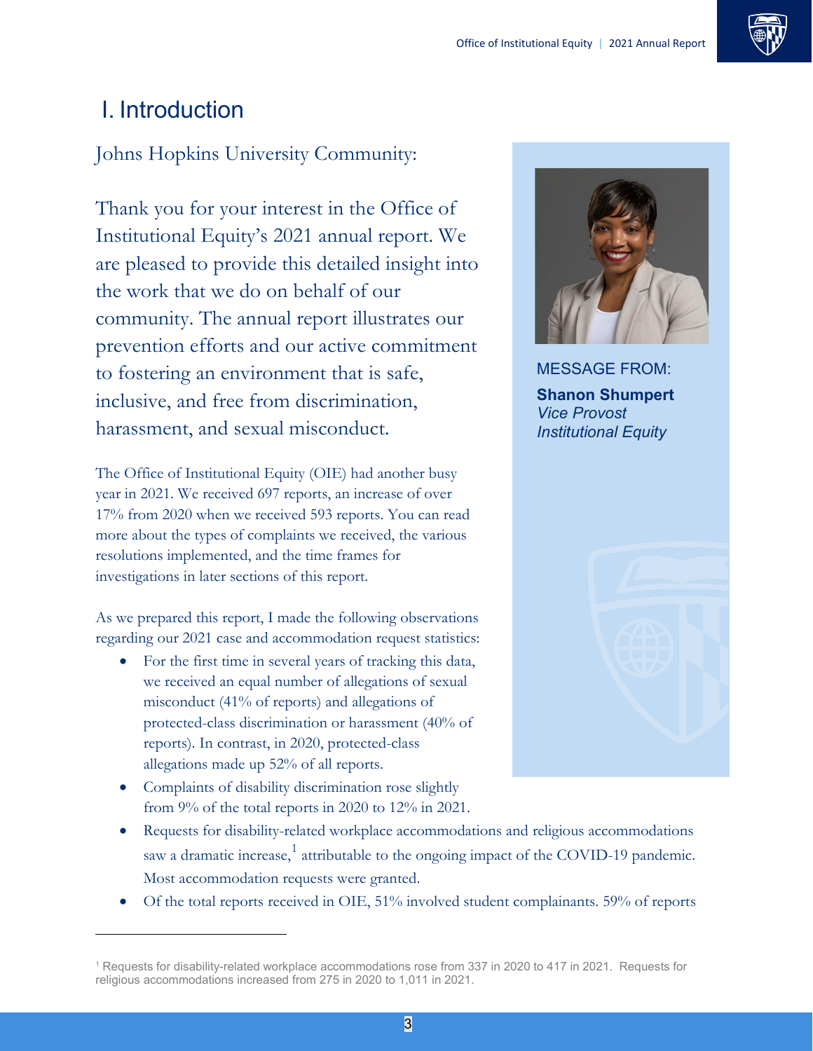# I. Introduction

Johns Hopkins University Community:

Thank you for your interest in the Office of Institutional Equity's 2021 annual report. We are pleased to provide this detailed insight into the work that we do on behalf of our community. The annual report illustrates our prevention efforts and our active commitment to fostering an environment that is safe, inclusive, and free from discrimination, harassment, and sexual misconduct.

MESSAGE FROM:

**Shanon Shumpert**
*Vice Provost*
*Institutional Equity*

The Office of Institutional Equity (OIE) had another busy year in 2021. We received 697 reports, an increase of over 17% from 2020 when we received 593 reports. You can read more about the types of complaints we received, the various resolutions implemented, and the time frames for investigations in later sections of this report.

As we prepared this report, I made the following observations regarding our 2021 case and accommodation request statistics:

- For the first time in several years of tracking this data, we received an equal number of allegations of sexual misconduct (41% of reports) and allegations of protected-class discrimination or harassment (40% of reports). In contrast, in 2020, protected-class allegations made up 52% of all reports.
- Complaints of disability discrimination rose slightly from 9% of the total reports in 2020 to 12% in 2021.
- Requests for disability-related workplace accommodations and religious accommodations saw a dramatic increase,[1] attributable to the ongoing impact of the COVID-19 pandemic. Most accommodation requests were granted.
- Of the total reports received in OIE, 51% involved student complainants. 59% of reports

---

[1] Requests for disability-related workplace accommodations rose from 337 in 2020 to 417 in 2021. Requests for religious accommodations increased from 275 in 2020 to 1,011 in 2021.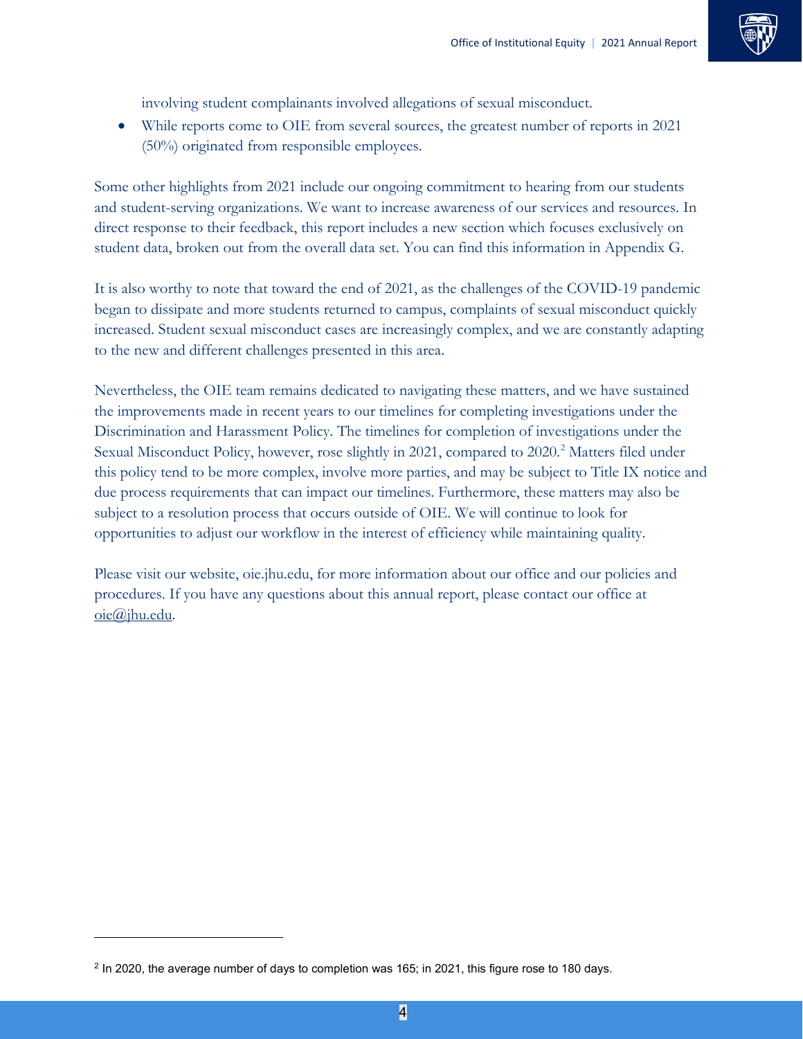involving student complainants involved allegations of sexual misconduct.

- While reports come to OIE from several sources, the greatest number of reports in 2021 (50%) originated from responsible employees.

Some other highlights from 2021 include our ongoing commitment to hearing from our students and student-serving organizations. We want to increase awareness of our services and resources. In direct response to their feedback, this report includes a new section which focuses exclusively on student data, broken out from the overall data set. You can find this information in Appendix G.

It is also worthy to note that toward the end of 2021, as the challenges of the COVID-19 pandemic began to dissipate and more students returned to campus, complaints of sexual misconduct quickly increased. Student sexual misconduct cases are increasingly complex, and we are constantly adapting to the new and different challenges presented in this area.

Nevertheless, the OIE team remains dedicated to navigating these matters, and we have sustained the improvements made in recent years to our timelines for completing investigations under the Discrimination and Harassment Policy. The timelines for completion of investigations under the Sexual Misconduct Policy, however, rose slightly in 2021, compared to 2020.[2] Matters filed under this policy tend to be more complex, involve more parties, and may be subject to Title IX notice and due process requirements that can impact our timelines. Furthermore, these matters may also be subject to a resolution process that occurs outside of OIE. We will continue to look for opportunities to adjust our workflow in the interest of efficiency while maintaining quality.

Please visit our website, oie.jhu.edu, for more information about our office and our policies and procedures. If you have any questions about this annual report, please contact our office at oie@jhu.edu.

---

[2] In 2020, the average number of days to completion was 165; in 2021, this figure rose to 180 days.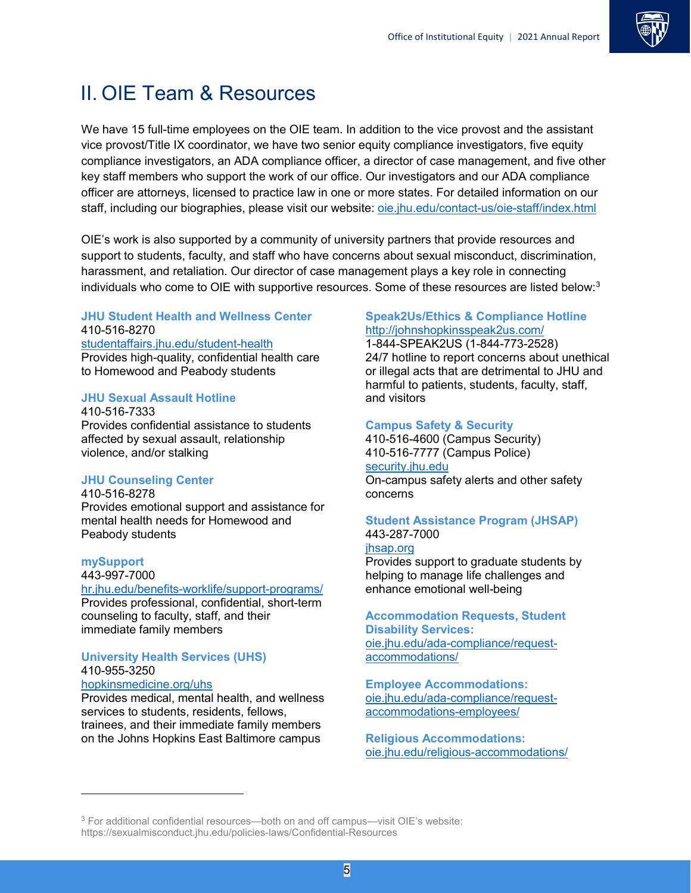## II. OIE Team & Resources

We have 15 full-time employees on the OIE team. In addition to the vice provost and the assistant vice provost/Title IX coordinator, we have two senior equity compliance investigators, five equity compliance investigators, an ADA compliance officer, a director of case management, and five other key staff members who support the work of our office. Our investigators and our ADA compliance officer are attorneys, licensed to practice law in one or more states. For detailed information on our staff, including our biographies, please visit our website: oie.jhu.edu/contact-us/oie-staff/index.html

OIE's work is also supported by a community of university partners that provide resources and support to students, faculty, and staff who have concerns about sexual misconduct, discrimination, harassment, and retaliation. Our director of case management plays a key role in connecting individuals who come to OIE with supportive resources. Some of these resources are listed below:[3]

**JHU Student Health and Wellness Center**
410-516-8270
studentaffairs.jhu.edu/student-health
Provides high-quality, confidential health care to Homewood and Peabody students

**JHU Sexual Assault Hotline**
410-516-7333
Provides confidential assistance to students affected by sexual assault, relationship violence, and/or stalking

**JHU Counseling Center**
410-516-8278
Provides emotional support and assistance for mental health needs for Homewood and Peabody students

**mySupport**
443-997-7000
hr.jhu.edu/benefits-worklife/support-programs/
Provides professional, confidential, short-term counseling to faculty, staff, and their immediate family members

**University Health Services (UHS)**
410-955-3250
hopkinsmedicine.org/uhs
Provides medical, mental health, and wellness services to students, residents, fellows, trainees, and their immediate family members on the Johns Hopkins East Baltimore campus

**Speak2Us/Ethics & Compliance Hotline**
http://johnshopkinsspeak2us.com/
1-844-SPEAK2US (1-844-773-2528)
24/7 hotline to report concerns about unethical or illegal acts that are detrimental to JHU and harmful to patients, students, faculty, staff, and visitors

**Campus Safety & Security**
410-516-4600 (Campus Security)
410-516-7777 (Campus Police)
security.jhu.edu
On-campus safety alerts and other safety concerns

**Student Assistance Program (JHSAP)**
443-287-7000
jhsap.org
Provides support to graduate students by helping to manage life challenges and enhance emotional well-being

**Accommodation Requests, Student Disability Services:**
oie.jhu.edu/ada-compliance/request-accommodations/

**Employee Accommodations:**
oie.jhu.edu/ada-compliance/request-accommodations-employees/

**Religious Accommodations:**
oie.jhu.edu/religious-accommodations/

---

[3] For additional confidential resources—both on and off campus—visit OIE's website: https://sexualmisconduct.jhu.edu/policies-laws/Confidential-Resources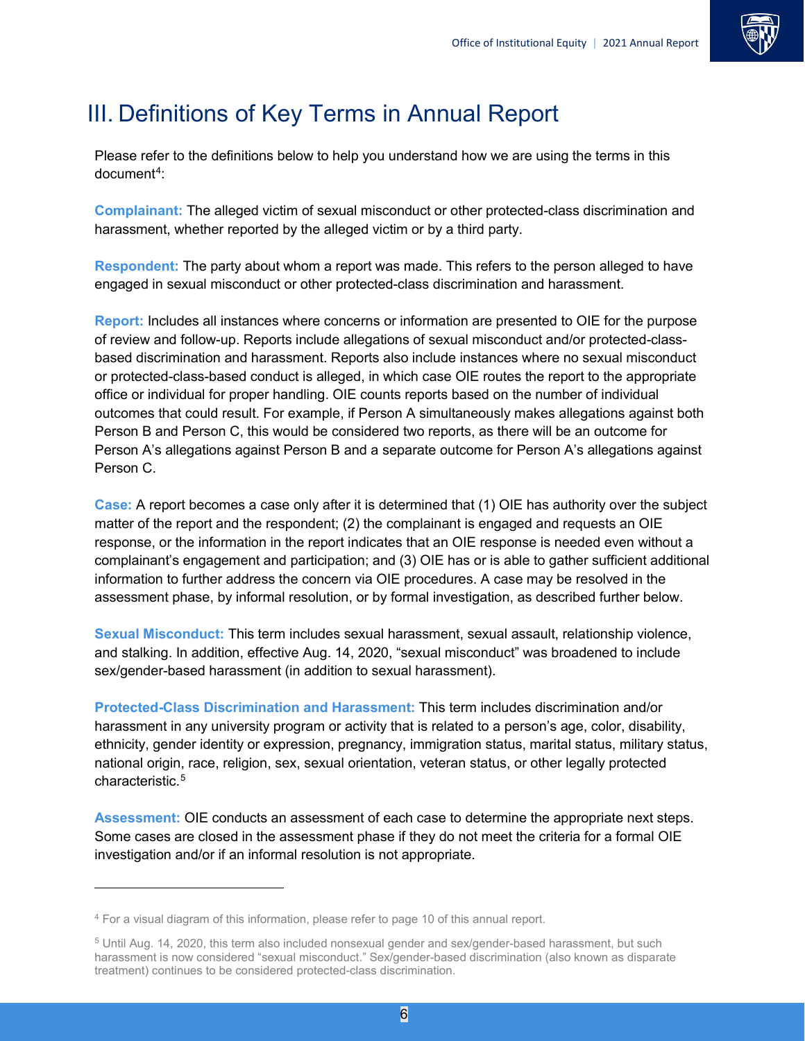# III. Definitions of Key Terms in Annual Report

Please refer to the definitions below to help you understand how we are using the terms in this document[4]:

**Complainant:** The alleged victim of sexual misconduct or other protected-class discrimination and harassment, whether reported by the alleged victim or by a third party.

**Respondent:** The party about whom a report was made. This refers to the person alleged to have engaged in sexual misconduct or other protected-class discrimination and harassment.

**Report:** Includes all instances where concerns or information are presented to OIE for the purpose of review and follow-up. Reports include allegations of sexual misconduct and/or protected-class-based discrimination and harassment. Reports also include instances where no sexual misconduct or protected-class-based conduct is alleged, in which case OIE routes the report to the appropriate office or individual for proper handling. OIE counts reports based on the number of individual outcomes that could result. For example, if Person A simultaneously makes allegations against both Person B and Person C, this would be considered two reports, as there will be an outcome for Person A's allegations against Person B and a separate outcome for Person A's allegations against Person C.

**Case:** A report becomes a case only after it is determined that (1) OIE has authority over the subject matter of the report and the respondent; (2) the complainant is engaged and requests an OIE response, or the information in the report indicates that an OIE response is needed even without a complainant's engagement and participation; and (3) OIE has or is able to gather sufficient additional information to further address the concern via OIE procedures. A case may be resolved in the assessment phase, by informal resolution, or by formal investigation, as described further below.

**Sexual Misconduct:** This term includes sexual harassment, sexual assault, relationship violence, and stalking. In addition, effective Aug. 14, 2020, "sexual misconduct" was broadened to include sex/gender-based harassment (in addition to sexual harassment).

**Protected-Class Discrimination and Harassment:** This term includes discrimination and/or harassment in any university program or activity that is related to a person's age, color, disability, ethnicity, gender identity or expression, pregnancy, immigration status, marital status, military status, national origin, race, religion, sex, sexual orientation, veteran status, or other legally protected characteristic.[5]

**Assessment:** OIE conducts an assessment of each case to determine the appropriate next steps. Some cases are closed in the assessment phase if they do not meet the criteria for a formal OIE investigation and/or if an informal resolution is not appropriate.

---

[4] For a visual diagram of this information, please refer to page 10 of this annual report.

[5] Until Aug. 14, 2020, this term also included nonsexual gender and sex/gender-based harassment, but such harassment is now considered "sexual misconduct." Sex/gender-based discrimination (also known as disparate treatment) continues to be considered protected-class discrimination.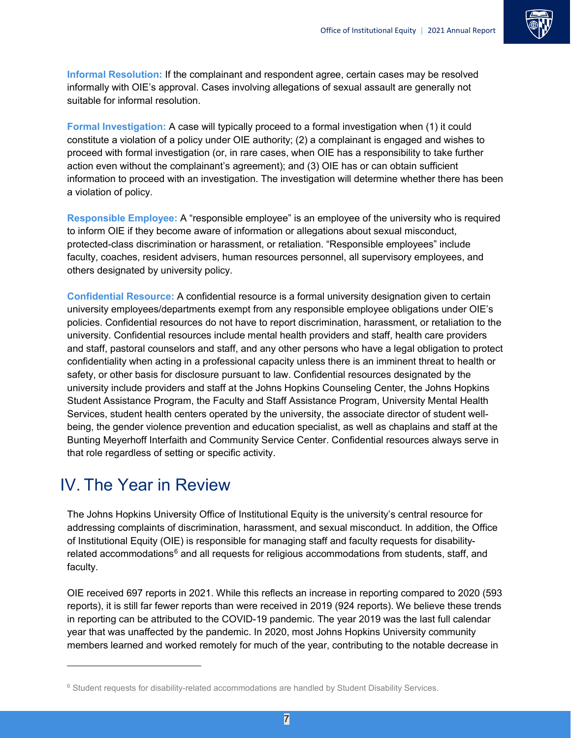**Informal Resolution:** If the complainant and respondent agree, certain cases may be resolved informally with OIE's approval. Cases involving allegations of sexual assault are generally not suitable for informal resolution.

**Formal Investigation:** A case will typically proceed to a formal investigation when (1) it could constitute a violation of a policy under OIE authority; (2) a complainant is engaged and wishes to proceed with formal investigation (or, in rare cases, when OIE has a responsibility to take further action even without the complainant's agreement); and (3) OIE has or can obtain sufficient information to proceed with an investigation. The investigation will determine whether there has been a violation of policy.

**Responsible Employee:** A "responsible employee" is an employee of the university who is required to inform OIE if they become aware of information or allegations about sexual misconduct, protected-class discrimination or harassment, or retaliation. "Responsible employees" include faculty, coaches, resident advisers, human resources personnel, all supervisory employees, and others designated by university policy.

**Confidential Resource:** A confidential resource is a formal university designation given to certain university employees/departments exempt from any responsible employee obligations under OIE's policies. Confidential resources do not have to report discrimination, harassment, or retaliation to the university. Confidential resources include mental health providers and staff, health care providers and staff, pastoral counselors and staff, and any other persons who have a legal obligation to protect confidentiality when acting in a professional capacity unless there is an imminent threat to health or safety, or other basis for disclosure pursuant to law. Confidential resources designated by the university include providers and staff at the Johns Hopkins Counseling Center, the Johns Hopkins Student Assistance Program, the Faculty and Staff Assistance Program, University Mental Health Services, student health centers operated by the university, the associate director of student well-being, the gender violence prevention and education specialist, as well as chaplains and staff at the Bunting Meyerhoff Interfaith and Community Service Center. Confidential resources always serve in that role regardless of setting or specific activity.

# IV. The Year in Review

The Johns Hopkins University Office of Institutional Equity is the university's central resource for addressing complaints of discrimination, harassment, and sexual misconduct. In addition, the Office of Institutional Equity (OIE) is responsible for managing staff and faculty requests for disability-related accommodations[6] and all requests for religious accommodations from students, staff, and faculty.

OIE received 697 reports in 2021. While this reflects an increase in reporting compared to 2020 (593 reports), it is still far fewer reports than were received in 2019 (924 reports). We believe these trends in reporting can be attributed to the COVID-19 pandemic. The year 2019 was the last full calendar year that was unaffected by the pandemic. In 2020, most Johns Hopkins University community members learned and worked remotely for much of the year, contributing to the notable decrease in

---

[6] Student requests for disability-related accommodations are handled by Student Disability Services.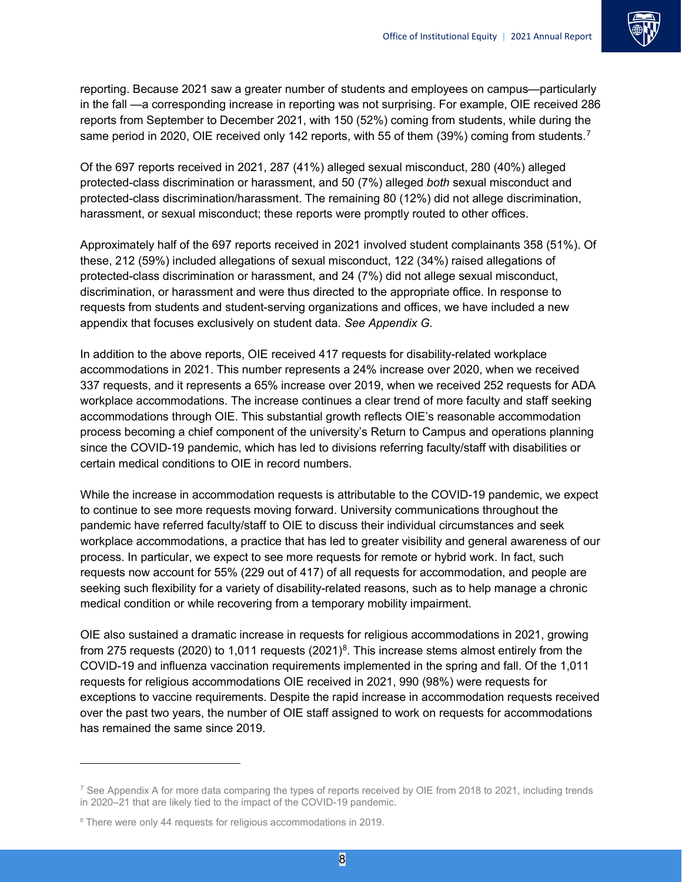reporting. Because 2021 saw a greater number of students and employees on campus—particularly in the fall —a corresponding increase in reporting was not surprising. For example, OIE received 286 reports from September to December 2021, with 150 (52%) coming from students, while during the same period in 2020, OIE received only 142 reports, with 55 of them (39%) coming from students.[7]

Of the 697 reports received in 2021, 287 (41%) alleged sexual misconduct, 280 (40%) alleged protected-class discrimination or harassment, and 50 (7%) alleged *both* sexual misconduct and protected-class discrimination/harassment. The remaining 80 (12%) did not allege discrimination, harassment, or sexual misconduct; these reports were promptly routed to other offices.

Approximately half of the 697 reports received in 2021 involved student complainants 358 (51%). Of these, 212 (59%) included allegations of sexual misconduct, 122 (34%) raised allegations of protected-class discrimination or harassment, and 24 (7%) did not allege sexual misconduct, discrimination, or harassment and were thus directed to the appropriate office. In response to requests from students and student-serving organizations and offices, we have included a new appendix that focuses exclusively on student data. *See Appendix G.*

In addition to the above reports, OIE received 417 requests for disability-related workplace accommodations in 2021. This number represents a 24% increase over 2020, when we received 337 requests, and it represents a 65% increase over 2019, when we received 252 requests for ADA workplace accommodations. The increase continues a clear trend of more faculty and staff seeking accommodations through OIE. This substantial growth reflects OIE's reasonable accommodation process becoming a chief component of the university's Return to Campus and operations planning since the COVID-19 pandemic, which has led to divisions referring faculty/staff with disabilities or certain medical conditions to OIE in record numbers.

While the increase in accommodation requests is attributable to the COVID-19 pandemic, we expect to continue to see more requests moving forward. University communications throughout the pandemic have referred faculty/staff to OIE to discuss their individual circumstances and seek workplace accommodations, a practice that has led to greater visibility and general awareness of our process. In particular, we expect to see more requests for remote or hybrid work. In fact, such requests now account for 55% (229 out of 417) of all requests for accommodation, and people are seeking such flexibility for a variety of disability-related reasons, such as to help manage a chronic medical condition or while recovering from a temporary mobility impairment.

OIE also sustained a dramatic increase in requests for religious accommodations in 2021, growing from 275 requests (2020) to 1,011 requests (2021)[8]. This increase stems almost entirely from the COVID-19 and influenza vaccination requirements implemented in the spring and fall. Of the 1,011 requests for religious accommodations OIE received in 2021, 990 (98%) were requests for exceptions to vaccine requirements. Despite the rapid increase in accommodation requests received over the past two years, the number of OIE staff assigned to work on requests for accommodations has remained the same since 2019.

---

[7] See Appendix A for more data comparing the types of reports received by OIE from 2018 to 2021, including trends in 2020–21 that are likely tied to the impact of the COVID-19 pandemic.

[8] There were only 44 requests for religious accommodations in 2019.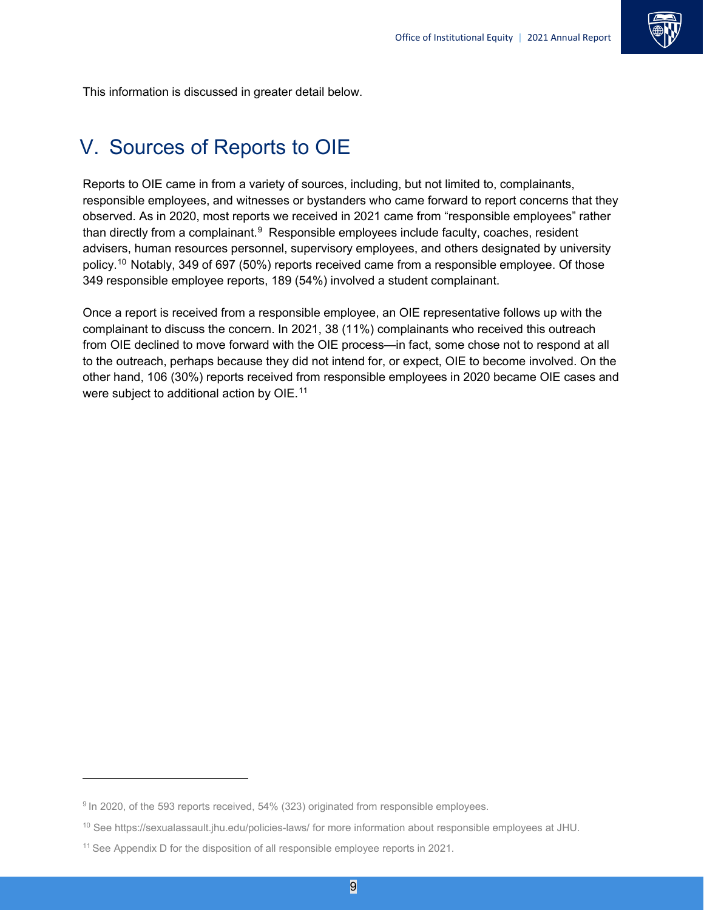This information is discussed in greater detail below.

# V. Sources of Reports to OIE

Reports to OIE came in from a variety of sources, including, but not limited to, complainants, responsible employees, and witnesses or bystanders who came forward to report concerns that they observed. As in 2020, most reports we received in 2021 came from "responsible employees" rather than directly from a complainant.[9] Responsible employees include faculty, coaches, resident advisers, human resources personnel, supervisory employees, and others designated by university policy.[10] Notably, 349 of 697 (50%) reports received came from a responsible employee. Of those 349 responsible employee reports, 189 (54%) involved a student complainant.

Once a report is received from a responsible employee, an OIE representative follows up with the complainant to discuss the concern. In 2021, 38 (11%) complainants who received this outreach from OIE declined to move forward with the OIE process—in fact, some chose not to respond at all to the outreach, perhaps because they did not intend for, or expect, OIE to become involved. On the other hand, 106 (30%) reports received from responsible employees in 2020 became OIE cases and were subject to additional action by OIE.[11]

---

[9] In 2020, of the 593 reports received, 54% (323) originated from responsible employees.

[10] See https://sexualassault.jhu.edu/policies-laws/ for more information about responsible employees at JHU.

[11] See Appendix D for the disposition of all responsible employee reports in 2021.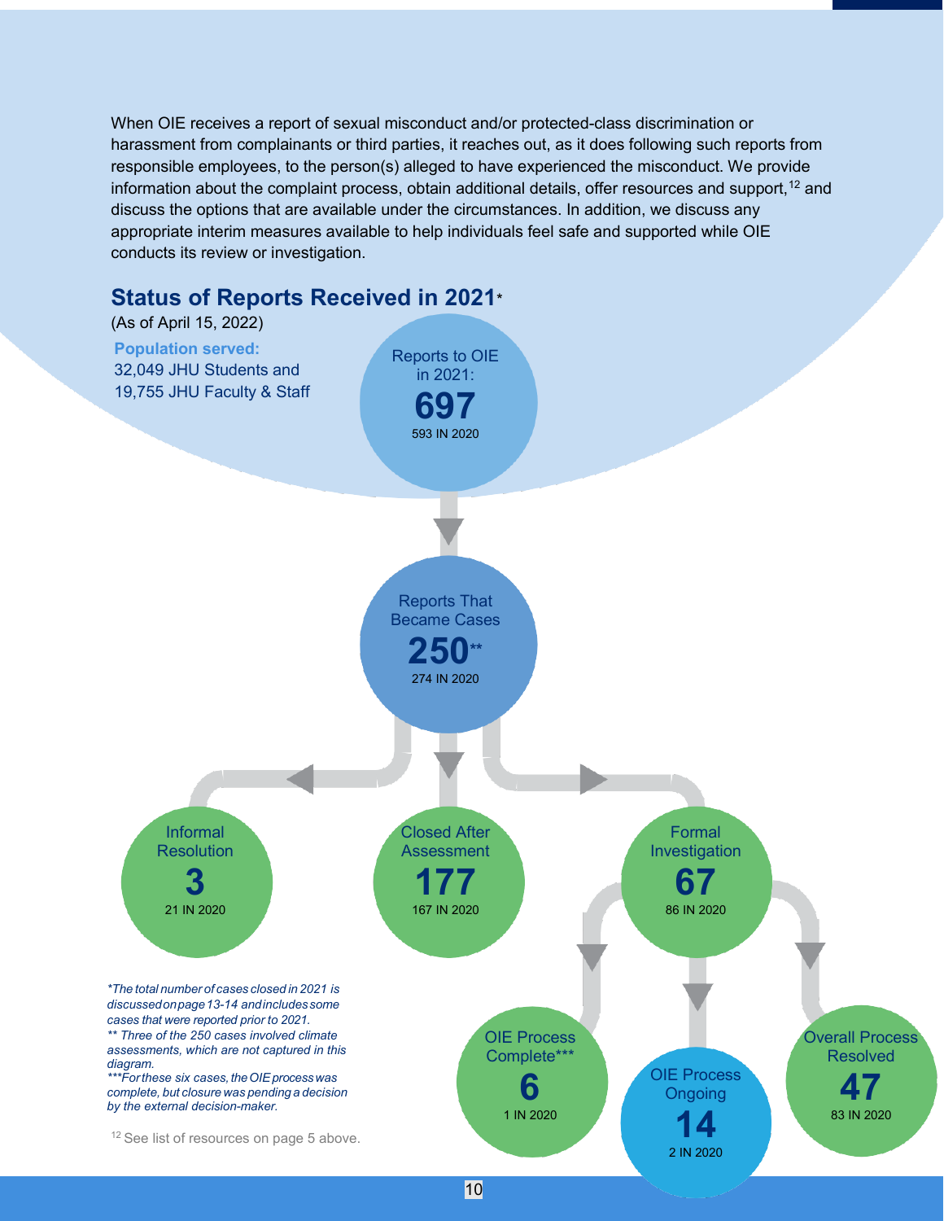When OIE receives a report of sexual misconduct and/or protected-class discrimination or harassment from complainants or third parties, it reaches out, as it does following such reports from responsible employees, to the person(s) alleged to have experienced the misconduct. We provide information about the complaint process, obtain additional details, offer resources and support,[12] and discuss the options that are available under the circumstances. In addition, we discuss any appropriate interim measures available to help individuals feel safe and supported while OIE conducts its review or investigation.

## Status of Reports Received in 2021*

(As of April 15, 2022)

**Population served:**
32,049 JHU Students and
19,755 JHU Faculty & Staff

Reports to OIE in 2021: **697**
593 IN 2020

Reports That Became Cases **250****
274 IN 2020

Informal Resolution **3**
21 IN 2020

Closed After Assessment **177**
167 IN 2020

Formal Investigation **67**
86 IN 2020

OIE Process Complete*** **6**
1 IN 2020

OIE Process Ongoing **14**
2 IN 2020

Overall Process Resolved **47**
83 IN 2020

*\*The total number of cases closed in 2021 is discussed on page 13-14 and includes some cases that were reported prior to 2021.*
*\*\* Three of the 250 cases involved climate assessments, which are not captured in this diagram.*
*\*\*\*For these six cases, the OIE process was complete, but closure was pending a decision by the external decision-maker.*

[12] See list of resources on page 5 above.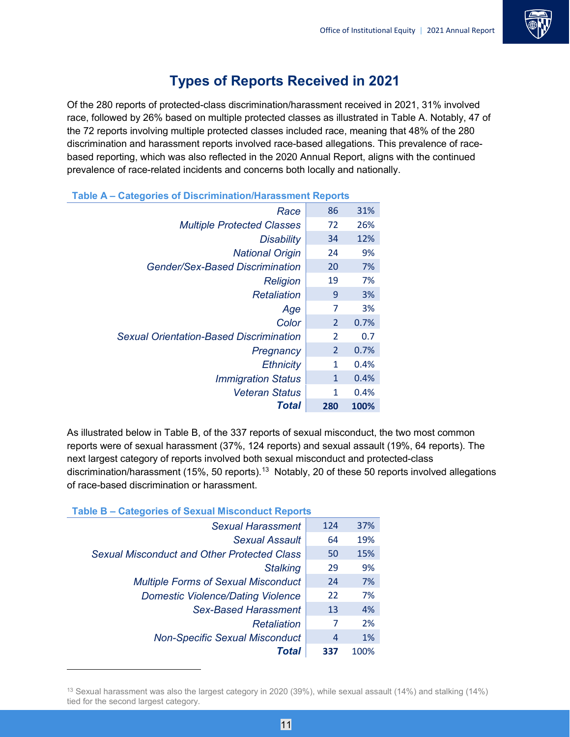# Types of Reports Received in 2021

Of the 280 reports of protected-class discrimination/harassment received in 2021, 31% involved race, followed by 26% based on multiple protected classes as illustrated in Table A. Notably, 47 of the 72 reports involving multiple protected classes included race, meaning that 48% of the 280 discrimination and harassment reports involved race-based allegations. This prevalence of race-based reporting, which was also reflected in the 2020 Annual Report, aligns with the continued prevalence of race-related incidents and concerns both locally and nationally.

**Table A – Categories of Discrimination/Harassment Reports**

| Category | Count | Percent |
|---|---|---|
| *Race* | 86 | 31% |
| *Multiple Protected Classes* | 72 | 26% |
| *Disability* | 34 | 12% |
| *National Origin* | 24 | 9% |
| *Gender/Sex-Based Discrimination* | 20 | 7% |
| *Religion* | 19 | 7% |
| *Retaliation* | 9 | 3% |
| *Age* | 7 | 3% |
| *Color* | 2 | 0.7% |
| *Sexual Orientation-Based Discrimination* | 2 | 0.7 |
| *Pregnancy* | 2 | 0.7% |
| *Ethnicity* | 1 | 0.4% |
| *Immigration Status* | 1 | 0.4% |
| *Veteran Status* | 1 | 0.4% |
| ***Total*** | **280** | **100%** |

As illustrated below in Table B, of the 337 reports of sexual misconduct, the two most common reports were of sexual harassment (37%, 124 reports) and sexual assault (19%, 64 reports). The next largest category of reports involved both sexual misconduct and protected-class discrimination/harassment (15%, 50 reports).[13] Notably, 20 of these 50 reports involved allegations of race-based discrimination or harassment.

**Table B – Categories of Sexual Misconduct Reports**

| Category | Count | Percent |
|---|---|---|
| *Sexual Harassment* | 124 | 37% |
| *Sexual Assault* | 64 | 19% |
| *Sexual Misconduct and Other Protected Class* | 50 | 15% |
| *Stalking* | 29 | 9% |
| *Multiple Forms of Sexual Misconduct* | 24 | 7% |
| *Domestic Violence/Dating Violence* | 22 | 7% |
| *Sex-Based Harassment* | 13 | 4% |
| *Retaliation* | 7 | 2% |
| *Non-Specific Sexual Misconduct* | 4 | 1% |
| ***Total*** | **337** | 100% |

[13] Sexual harassment was also the largest category in 2020 (39%), while sexual assault (14%) and stalking (14%) tied for the second largest category.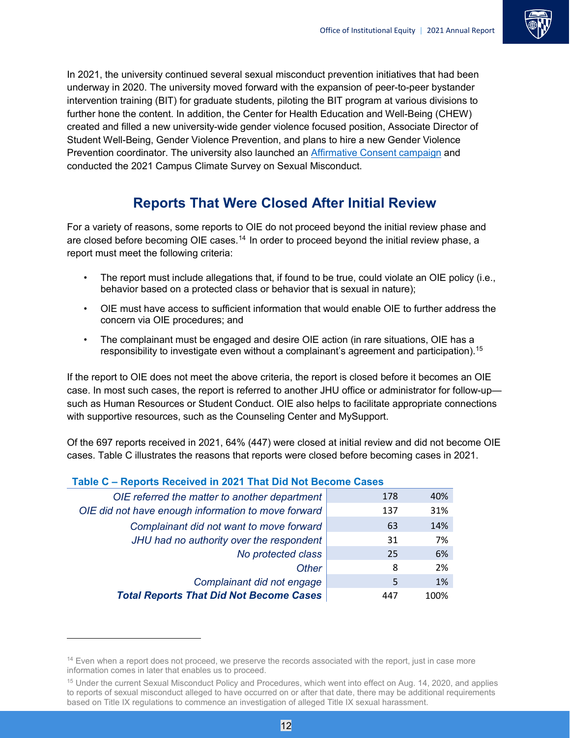In 2021, the university continued several sexual misconduct prevention initiatives that had been underway in 2020. The university moved forward with the expansion of peer-to-peer bystander intervention training (BIT) for graduate students, piloting the BIT program at various divisions to further hone the content. In addition, the Center for Health Education and Well-Being (CHEW) created and filled a new university-wide gender violence focused position, Associate Director of Student Well-Being, Gender Violence Prevention, and plans to hire a new Gender Violence Prevention coordinator. The university also launched an Affirmative Consent campaign and conducted the 2021 Campus Climate Survey on Sexual Misconduct.

## Reports That Were Closed After Initial Review

For a variety of reasons, some reports to OIE do not proceed beyond the initial review phase and are closed before becoming OIE cases.[14] In order to proceed beyond the initial review phase, a report must meet the following criteria:

- The report must include allegations that, if found to be true, could violate an OIE policy (i.e., behavior based on a protected class or behavior that is sexual in nature);
- OIE must have access to sufficient information that would enable OIE to further address the concern via OIE procedures; and
- The complainant must be engaged and desire OIE action (in rare situations, OIE has a responsibility to investigate even without a complainant's agreement and participation).[15]

If the report to OIE does not meet the above criteria, the report is closed before it becomes an OIE case. In most such cases, the report is referred to another JHU office or administrator for follow-up—such as Human Resources or Student Conduct. OIE also helps to facilitate appropriate connections with supportive resources, such as the Counseling Center and MySupport.

Of the 697 reports received in 2021, 64% (447) were closed at initial review and did not become OIE cases. Table C illustrates the reasons that reports were closed before becoming cases in 2021.

**Table C – Reports Received in 2021 That Did Not Become Cases**

| Reason | Number | Percent |
|---|---|---|
| *OIE referred the matter to another department* | 178 | 40% |
| *OIE did not have enough information to move forward* | 137 | 31% |
| *Complainant did not want to move forward* | 63 | 14% |
| *JHU had no authority over the respondent* | 31 | 7% |
| *No protected class* | 25 | 6% |
| *Other* | 8 | 2% |
| *Complainant did not engage* | 5 | 1% |
| ***Total Reports That Did Not Become Cases*** | 447 | 100% |

[14] Even when a report does not proceed, we preserve the records associated with the report, just in case more information comes in later that enables us to proceed.

[15] Under the current Sexual Misconduct Policy and Procedures, which went into effect on Aug. 14, 2020, and applies to reports of sexual misconduct alleged to have occurred on or after that date, there may be additional requirements based on Title IX regulations to commence an investigation of alleged Title IX sexual harassment.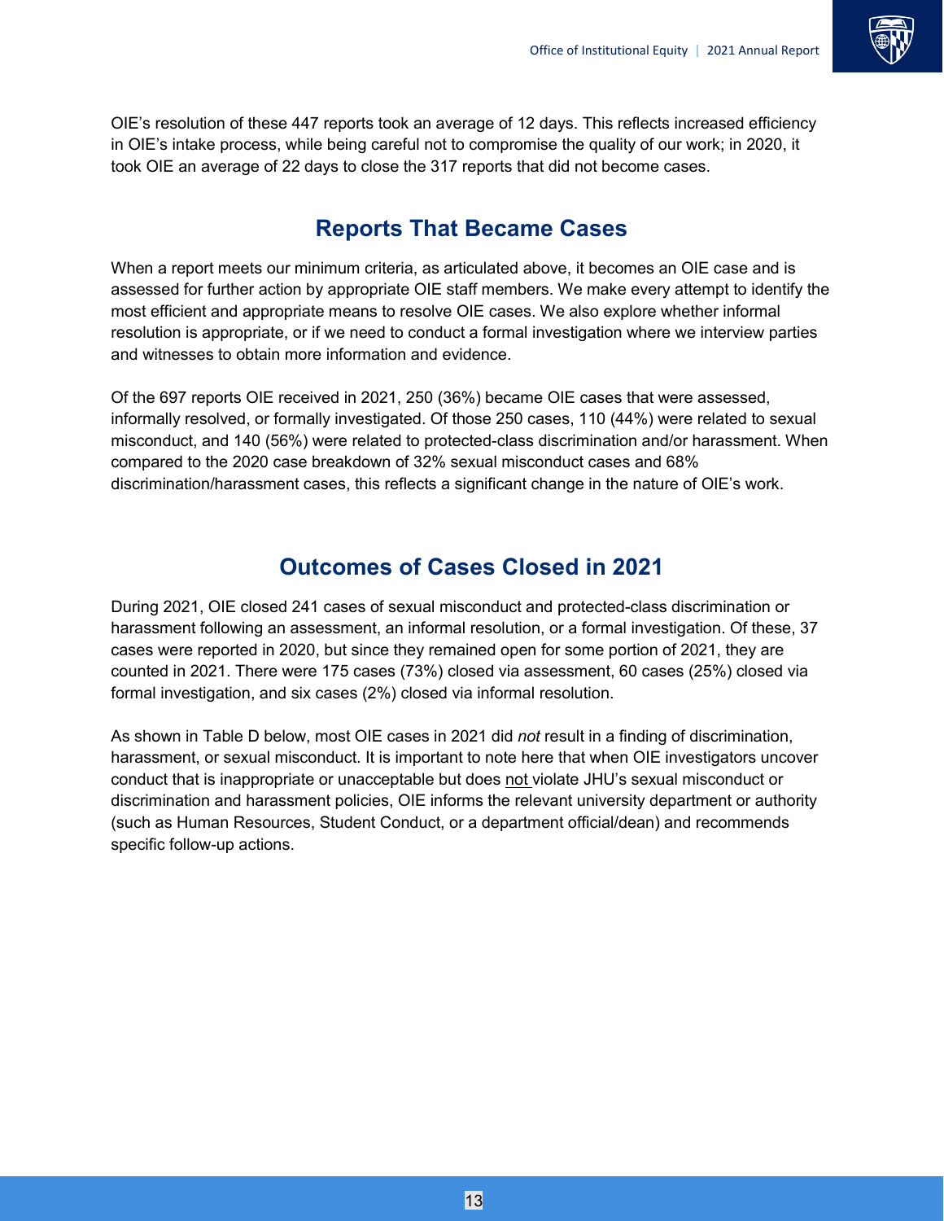OIE's resolution of these 447 reports took an average of 12 days. This reflects increased efficiency in OIE's intake process, while being careful not to compromise the quality of our work; in 2020, it took OIE an average of 22 days to close the 317 reports that did not become cases.

## Reports That Became Cases

When a report meets our minimum criteria, as articulated above, it becomes an OIE case and is assessed for further action by appropriate OIE staff members. We make every attempt to identify the most efficient and appropriate means to resolve OIE cases. We also explore whether informal resolution is appropriate, or if we need to conduct a formal investigation where we interview parties and witnesses to obtain more information and evidence.

Of the 697 reports OIE received in 2021, 250 (36%) became OIE cases that were assessed, informally resolved, or formally investigated. Of those 250 cases, 110 (44%) were related to sexual misconduct, and 140 (56%) were related to protected-class discrimination and/or harassment. When compared to the 2020 case breakdown of 32% sexual misconduct cases and 68% discrimination/harassment cases, this reflects a significant change in the nature of OIE's work.

## Outcomes of Cases Closed in 2021

During 2021, OIE closed 241 cases of sexual misconduct and protected-class discrimination or harassment following an assessment, an informal resolution, or a formal investigation. Of these, 37 cases were reported in 2020, but since they remained open for some portion of 2021, they are counted in 2021. There were 175 cases (73%) closed via assessment, 60 cases (25%) closed via formal investigation, and six cases (2%) closed via informal resolution.

As shown in Table D below, most OIE cases in 2021 did *not* result in a finding of discrimination, harassment, or sexual misconduct. It is important to note here that when OIE investigators uncover conduct that is inappropriate or unacceptable but does not violate JHU's sexual misconduct or discrimination and harassment policies, OIE informs the relevant university department or authority (such as Human Resources, Student Conduct, or a department official/dean) and recommends specific follow-up actions.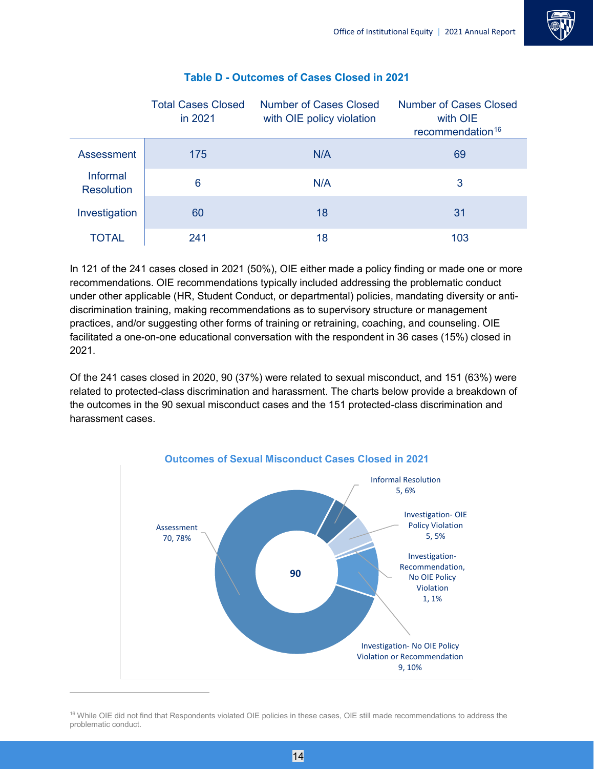### Table D - Outcomes of Cases Closed in 2021

| | Total Cases Closed in 2021 | Number of Cases Closed with OIE policy violation | Number of Cases Closed with OIE recommendation[16] |
|---|---|---|---|
| Assessment | 175 | N/A | 69 |
| Informal Resolution | 6 | N/A | 3 |
| Investigation | 60 | 18 | 31 |
| TOTAL | 241 | 18 | 103 |

In 121 of the 241 cases closed in 2021 (50%), OIE either made a policy finding or made one or more recommendations. OIE recommendations typically included addressing the problematic conduct under other applicable (HR, Student Conduct, or departmental) policies, mandating diversity or anti-discrimination training, making recommendations as to supervisory structure or management practices, and/or suggesting other forms of training or retraining, coaching, and counseling. OIE facilitated a one-on-one educational conversation with the respondent in 36 cases (15%) closed in 2021.

Of the 241 cases closed in 2020, 90 (37%) were related to sexual misconduct, and 151 (63%) were related to protected-class discrimination and harassment. The charts below provide a breakdown of the outcomes in the 90 sexual misconduct cases and the 151 protected-class discrimination and harassment cases.

**Outcomes of Sexual Misconduct Cases Closed in 2021**

Total: 90

- Assessment: 70, 78%
- Informal Resolution: 5, 6%
- Investigation- OIE Policy Violation: 5, 5%
- Investigation- Recommendation, No OIE Policy Violation: 1, 1%
- Investigation- No OIE Policy Violation or Recommendation: 9, 10%

---

[16] While OIE did not find that Respondents violated OIE policies in these cases, OIE still made recommendations to address the problematic conduct.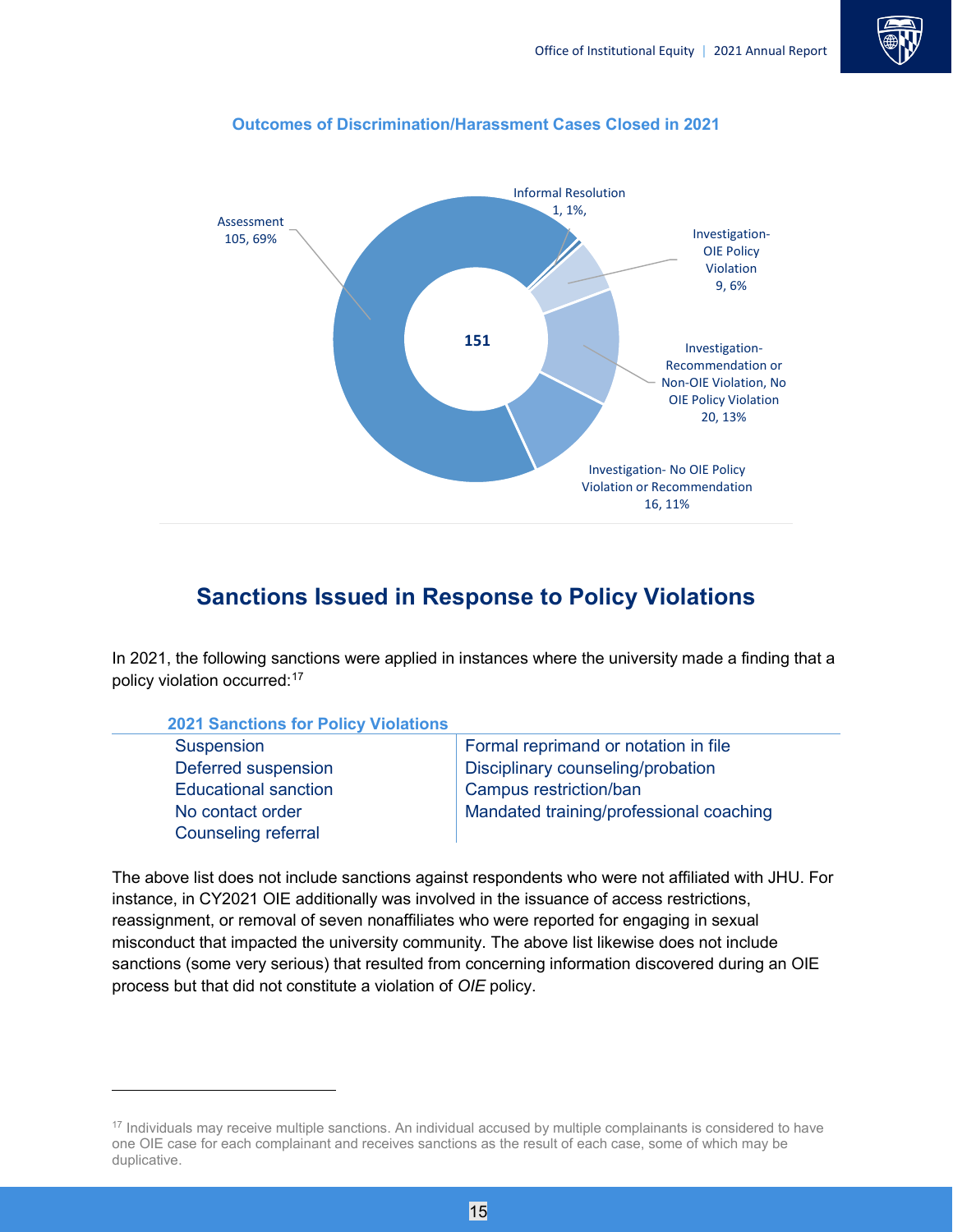**Outcomes of Discrimination/Harassment Cases Closed in 2021**

151

- Assessment 105, 69%
- Informal Resolution 1, 1%,
- Investigation- OIE Policy Violation 9, 6%
- Investigation- Recommendation or Non-OIE Violation, No OIE Policy Violation 20, 13%
- Investigation- No OIE Policy Violation or Recommendation 16, 11%

## Sanctions Issued in Response to Policy Violations

In 2021, the following sanctions were applied in instances where the university made a finding that a policy violation occurred:[17]

| 2021 Sanctions for Policy Violations | |
|---|---|
| Suspension | Formal reprimand or notation in file |
| Deferred suspension | Disciplinary counseling/probation |
| Educational sanction | Campus restriction/ban |
| No contact order | Mandated training/professional coaching |
| Counseling referral | |

The above list does not include sanctions against respondents who were not affiliated with JHU. For instance, in CY2021 OIE additionally was involved in the issuance of access restrictions, reassignment, or removal of seven nonaffiliates who were reported for engaging in sexual misconduct that impacted the university community. The above list likewise does not include sanctions (some very serious) that resulted from concerning information discovered during an OIE process but that did not constitute a violation of *OIE* policy.

[17] Individuals may receive multiple sanctions. An individual accused by multiple complainants is considered to have one OIE case for each complainant and receives sanctions as the result of each case, some of which may be duplicative.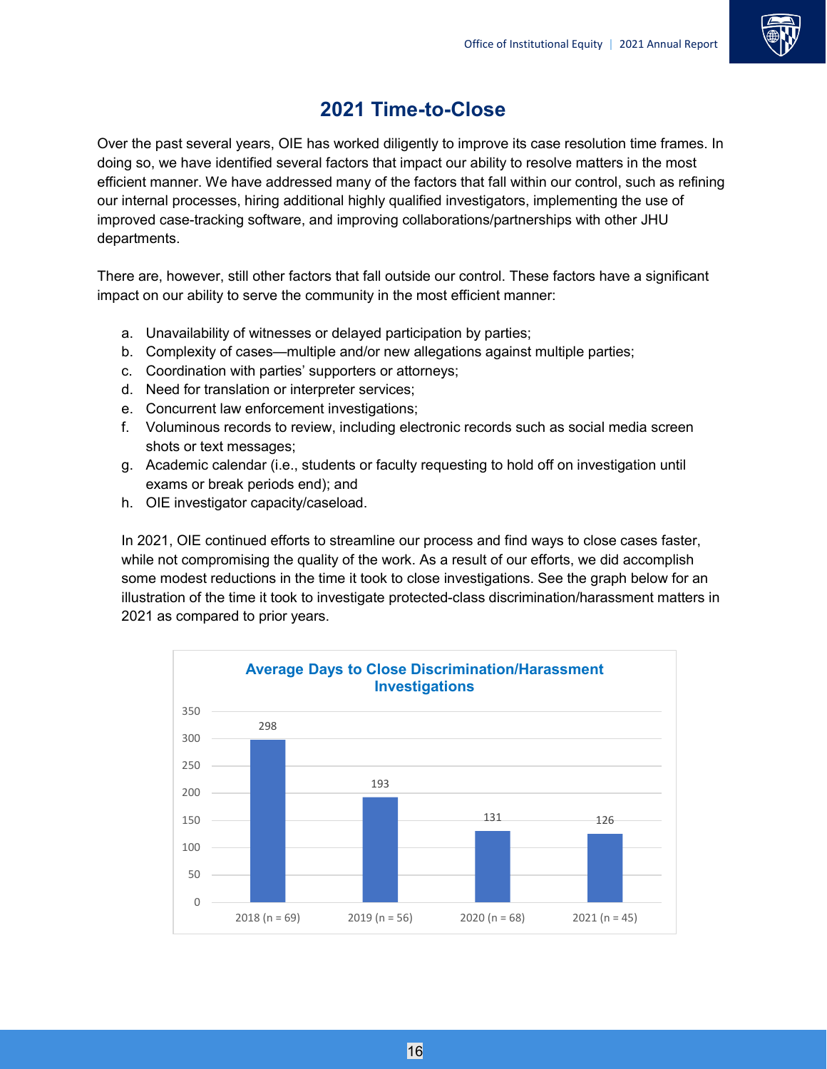# 2021 Time-to-Close

Over the past several years, OIE has worked diligently to improve its case resolution time frames. In doing so, we have identified several factors that impact our ability to resolve matters in the most efficient manner. We have addressed many of the factors that fall within our control, such as refining our internal processes, hiring additional highly qualified investigators, implementing the use of improved case-tracking software, and improving collaborations/partnerships with other JHU departments.

There are, however, still other factors that fall outside our control. These factors have a significant impact on our ability to serve the community in the most efficient manner:

a. Unavailability of witnesses or delayed participation by parties;
b. Complexity of cases—multiple and/or new allegations against multiple parties;
c. Coordination with parties' supporters or attorneys;
d. Need for translation or interpreter services;
e. Concurrent law enforcement investigations;
f. Voluminous records to review, including electronic records such as social media screen shots or text messages;
g. Academic calendar (i.e., students or faculty requesting to hold off on investigation until exams or break periods end); and
h. OIE investigator capacity/caseload.

In 2021, OIE continued efforts to streamline our process and find ways to close cases faster, while not compromising the quality of the work. As a result of our efforts, we did accomplish some modest reductions in the time it took to close investigations. See the graph below for an illustration of the time it took to investigate protected-class discrimination/harassment matters in 2021 as compared to prior years.

**Average Days to Close Discrimination/Harassment Investigations**

| Year | Average Days to Close |
|---|---|
| 2018 (n = 69) | 298 |
| 2019 (n = 56) | 193 |
| 2020 (n = 68) | 131 |
| 2021 (n = 45) | 126 |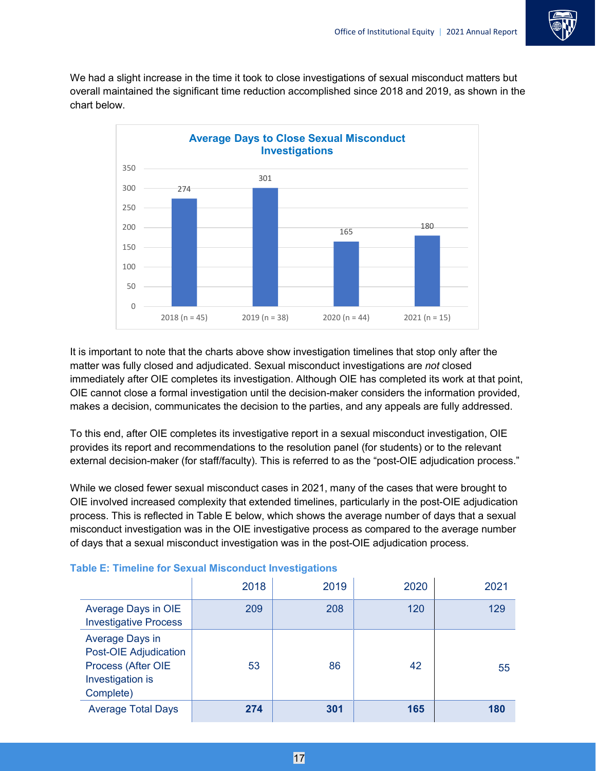We had a slight increase in the time it took to close investigations of sexual misconduct matters but overall maintained the significant time reduction accomplished since 2018 and 2019, as shown in the chart below.

**Average Days to Close Sexual Misconduct Investigations**

| Year | Average Days |
|---|---|
| 2018 (n = 45) | 274 |
| 2019 (n = 38) | 301 |
| 2020 (n = 44) | 165 |
| 2021 (n = 15) | 180 |

It is important to note that the charts above show investigation timelines that stop only after the matter was fully closed and adjudicated. Sexual misconduct investigations are *not* closed immediately after OIE completes its investigation. Although OIE has completed its work at that point, OIE cannot close a formal investigation until the decision-maker considers the information provided, makes a decision, communicates the decision to the parties, and any appeals are fully addressed.

To this end, after OIE completes its investigative report in a sexual misconduct investigation, OIE provides its report and recommendations to the resolution panel (for students) or to the relevant external decision-maker (for staff/faculty). This is referred to as the "post-OIE adjudication process."

While we closed fewer sexual misconduct cases in 2021, many of the cases that were brought to OIE involved increased complexity that extended timelines, particularly in the post-OIE adjudication process. This is reflected in Table E below, which shows the average number of days that a sexual misconduct investigation was in the OIE investigative process as compared to the average number of days that a sexual misconduct investigation was in the post-OIE adjudication process.

**Table E: Timeline for Sexual Misconduct Investigations**

| | 2018 | 2019 | 2020 | 2021 |
|---|---|---|---|---|
| Average Days in OIE Investigative Process | 209 | 208 | 120 | 129 |
| Average Days in Post-OIE Adjudication Process (After OIE Investigation is Complete) | 53 | 86 | 42 | 55 |
| Average Total Days | **274** | **301** | **165** | **180** |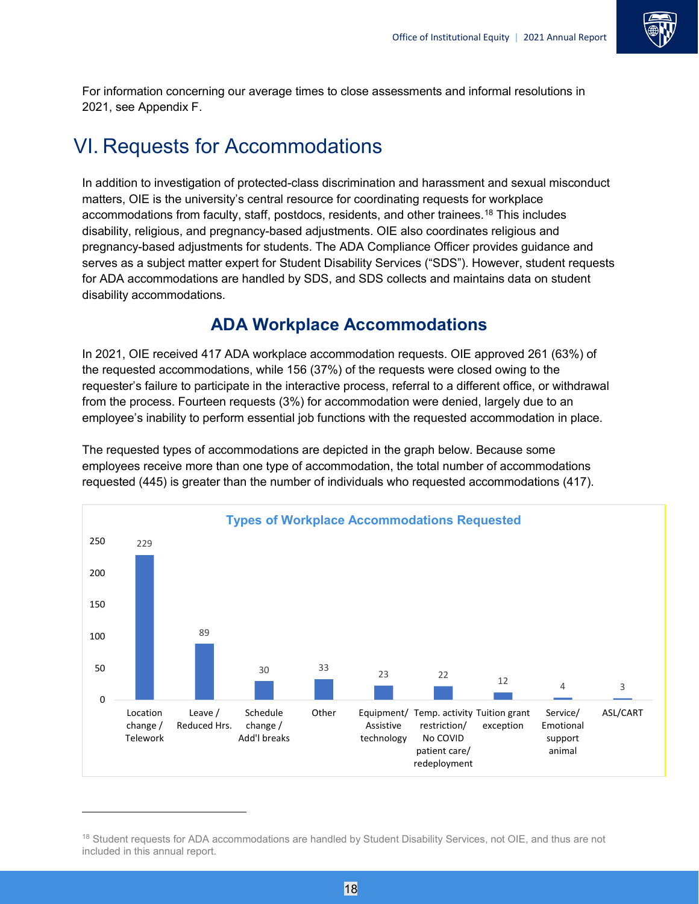For information concerning our average times to close assessments and informal resolutions in 2021, see Appendix F.

# VI. Requests for Accommodations

In addition to investigation of protected-class discrimination and harassment and sexual misconduct matters, OIE is the university's central resource for coordinating requests for workplace accommodations from faculty, staff, postdocs, residents, and other trainees.[18] This includes disability, religious, and pregnancy-based adjustments. OIE also coordinates religious and pregnancy-based adjustments for students. The ADA Compliance Officer provides guidance and serves as a subject matter expert for Student Disability Services ("SDS"). However, student requests for ADA accommodations are handled by SDS, and SDS collects and maintains data on student disability accommodations.

## ADA Workplace Accommodations

In 2021, OIE received 417 ADA workplace accommodation requests. OIE approved 261 (63%) of the requested accommodations, while 156 (37%) of the requests were closed owing to the requester's failure to participate in the interactive process, referral to a different office, or withdrawal from the process. Fourteen requests (3%) for accommodation were denied, largely due to an employee's inability to perform essential job functions with the requested accommodation in place.

The requested types of accommodations are depicted in the graph below. Because some employees receive more than one type of accommodation, the total number of accommodations requested (445) is greater than the number of individuals who requested accommodations (417).

**Types of Workplace Accommodations Requested**

| Type | Number |
|---|---|
| Location change / Telework | 229 |
| Leave / Reduced Hrs. | 89 |
| Schedule change / Add'l breaks | 30 |
| Other | 33 |
| Equipment/ Assistive technology | 23 |
| Temp. activity restriction/ No COVID patient care/ redeployment | 22 |
| Tuition grant exception | 12 |
| Service/ Emotional support animal | 4 |
| ASL/CART | 3 |

[18] Student requests for ADA accommodations are handled by Student Disability Services, not OIE, and thus are not included in this annual report.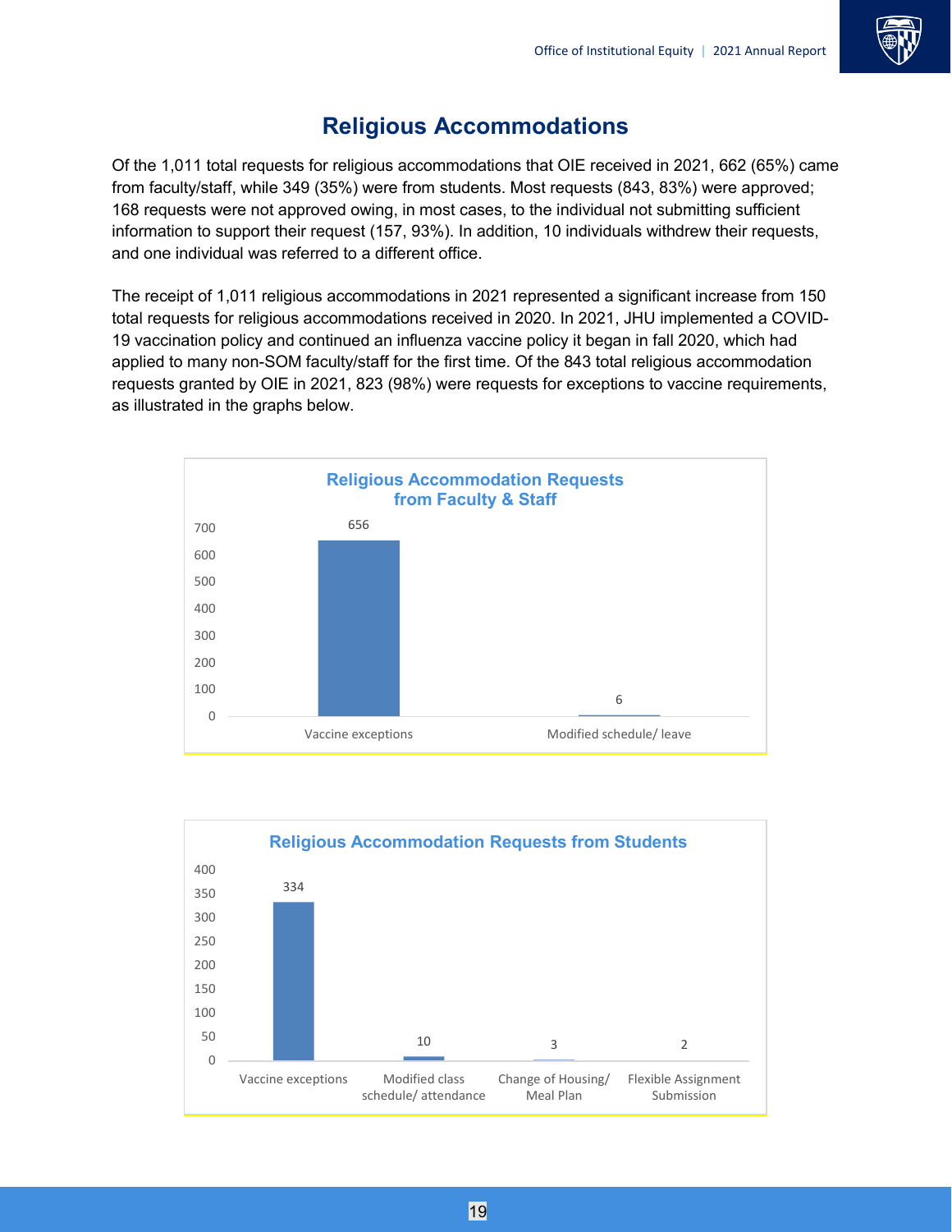# Religious Accommodations

Of the 1,011 total requests for religious accommodations that OIE received in 2021, 662 (65%) came from faculty/staff, while 349 (35%) were from students. Most requests (843, 83%) were approved; 168 requests were not approved owing, in most cases, to the individual not submitting sufficient information to support their request (157, 93%). In addition, 10 individuals withdrew their requests, and one individual was referred to a different office.

The receipt of 1,011 religious accommodations in 2021 represented a significant increase from 150 total requests for religious accommodations received in 2020. In 2021, JHU implemented a COVID-19 vaccination policy and continued an influenza vaccine policy it began in fall 2020, which had applied to many non-SOM faculty/staff for the first time. Of the 843 total religious accommodation requests granted by OIE in 2021, 823 (98%) were requests for exceptions to vaccine requirements, as illustrated in the graphs below.

**Religious Accommodation Requests from Faculty & Staff**

| Request Type | Count |
|---|---|
| Vaccine exceptions | 656 |
| Modified schedule/ leave | 6 |

**Religious Accommodation Requests from Students**

| Request Type | Count |
|---|---|
| Vaccine exceptions | 334 |
| Modified class schedule/ attendance | 10 |
| Change of Housing/ Meal Plan | 3 |
| Flexible Assignment Submission | 2 |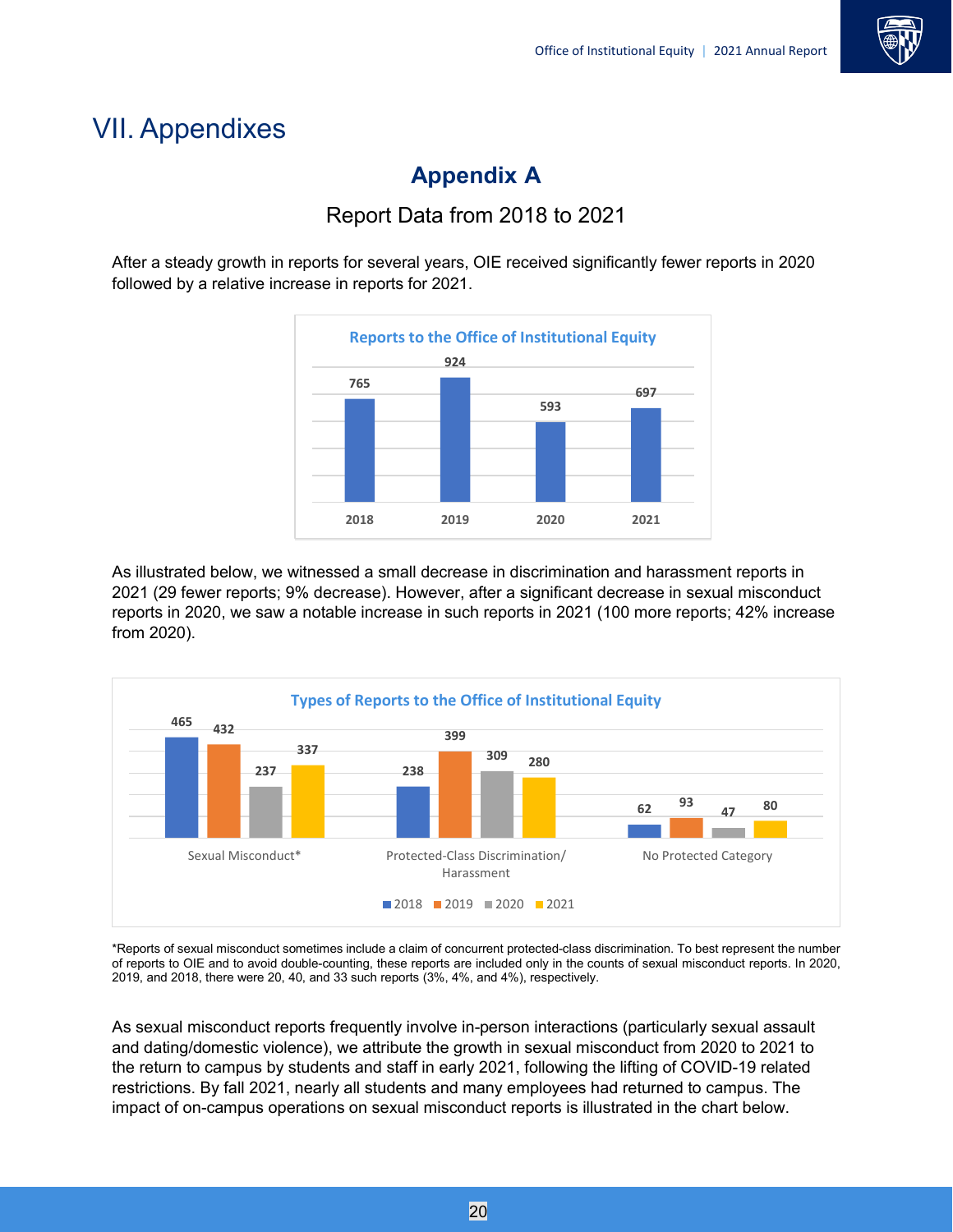# VII. Appendixes

## Appendix A

### Report Data from 2018 to 2021

After a steady growth in reports for several years, OIE received significantly fewer reports in 2020 followed by a relative increase in reports for 2021.

**Reports to the Office of Institutional Equity**

| 2018 | 2019 | 2020 | 2021 |
|---|---|---|---|
| 765 | 924 | 593 | 697 |

As illustrated below, we witnessed a small decrease in discrimination and harassment reports in 2021 (29 fewer reports; 9% decrease). However, after a significant decrease in sexual misconduct reports in 2020, we saw a notable increase in such reports in 2021 (100 more reports; 42% increase from 2020).

**Types of Reports to the Office of Institutional Equity**

| | 2018 | 2019 | 2020 | 2021 |
|---|---|---|---|---|
| Sexual Misconduct* | 465 | 432 | 237 | 337 |
| Protected-Class Discrimination/ Harassment | 238 | 399 | 309 | 280 |
| No Protected Category | 62 | 93 | 47 | 80 |

*Reports of sexual misconduct sometimes include a claim of concurrent protected-class discrimination. To best represent the number of reports to OIE and to avoid double-counting, these reports are included only in the counts of sexual misconduct reports. In 2020, 2019, and 2018, there were 20, 40, and 33 such reports (3%, 4%, and 4%), respectively.

As sexual misconduct reports frequently involve in-person interactions (particularly sexual assault and dating/domestic violence), we attribute the growth in sexual misconduct from 2020 to 2021 to the return to campus by students and staff in early 2021, following the lifting of COVID-19 related restrictions. By fall 2021, nearly all students and many employees had returned to campus. The impact of on-campus operations on sexual misconduct reports is illustrated in the chart below.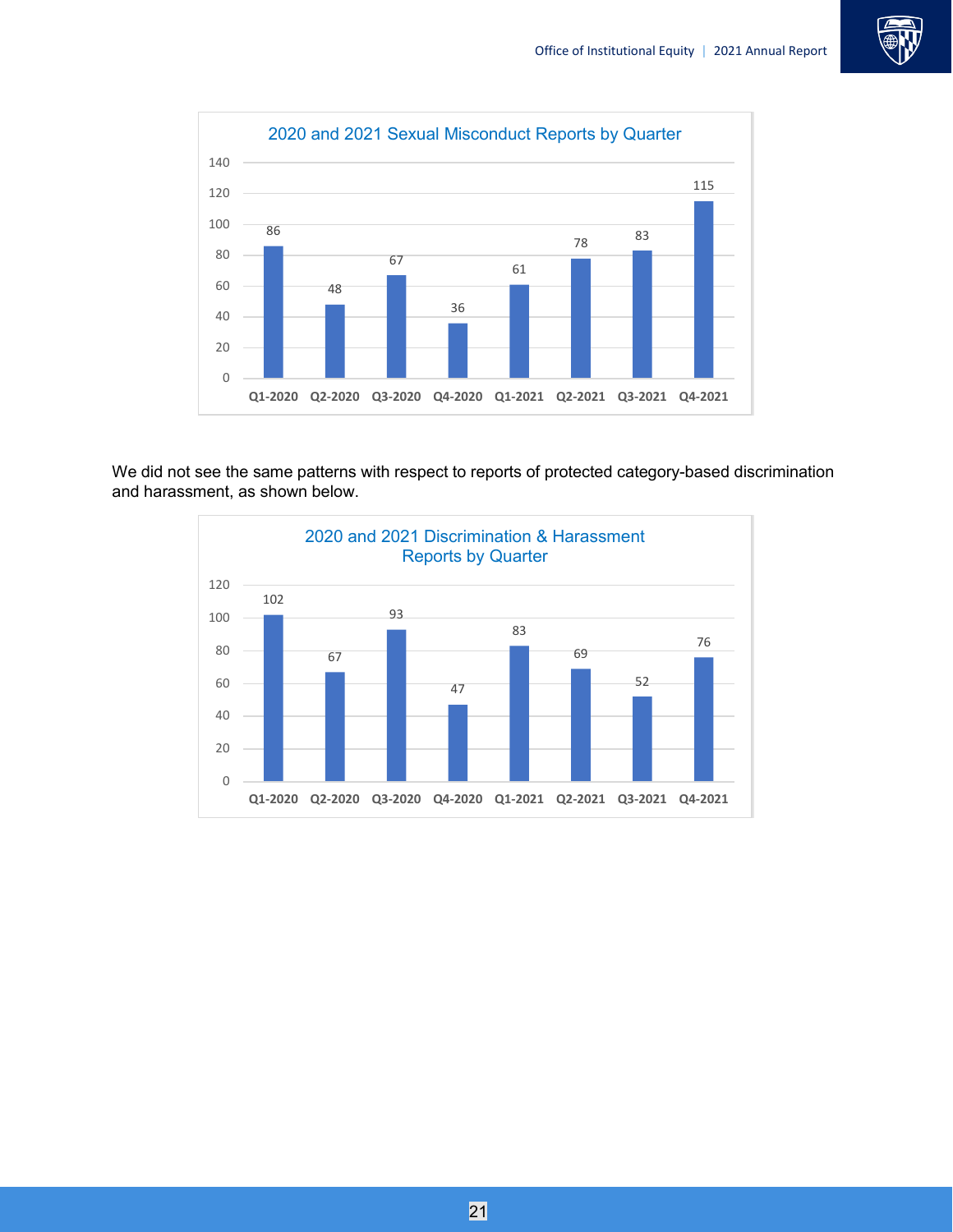**2020 and 2021 Sexual Misconduct Reports by Quarter**

| Quarter | Reports |
|---|---|
| Q1-2020 | 86 |
| Q2-2020 | 48 |
| Q3-2020 | 67 |
| Q4-2020 | 36 |
| Q1-2021 | 61 |
| Q2-2021 | 78 |
| Q3-2021 | 83 |
| Q4-2021 | 115 |

We did not see the same patterns with respect to reports of protected category-based discrimination and harassment, as shown below.

**2020 and 2021 Discrimination & Harassment Reports by Quarter**

| Quarter | Reports |
|---|---|
| Q1-2020 | 102 |
| Q2-2020 | 67 |
| Q3-2020 | 93 |
| Q4-2020 | 47 |
| Q1-2021 | 83 |
| Q2-2021 | 69 |
| Q3-2021 | 52 |
| Q4-2021 | 76 |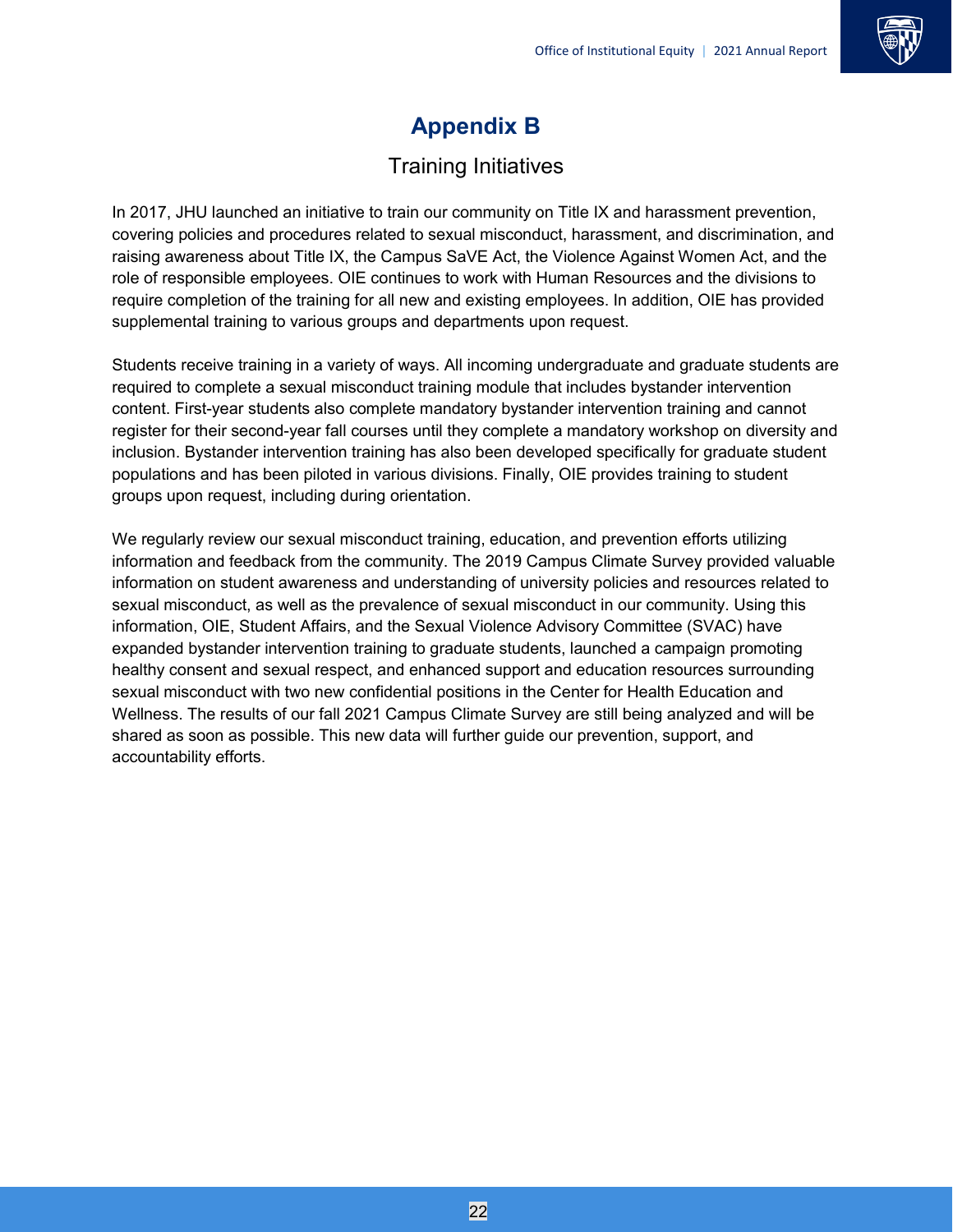# Appendix B

## Training Initiatives

In 2017, JHU launched an initiative to train our community on Title IX and harassment prevention, covering policies and procedures related to sexual misconduct, harassment, and discrimination, and raising awareness about Title IX, the Campus SaVE Act, the Violence Against Women Act, and the role of responsible employees. OIE continues to work with Human Resources and the divisions to require completion of the training for all new and existing employees. In addition, OIE has provided supplemental training to various groups and departments upon request.

Students receive training in a variety of ways. All incoming undergraduate and graduate students are required to complete a sexual misconduct training module that includes bystander intervention content. First-year students also complete mandatory bystander intervention training and cannot register for their second-year fall courses until they complete a mandatory workshop on diversity and inclusion. Bystander intervention training has also been developed specifically for graduate student populations and has been piloted in various divisions. Finally, OIE provides training to student groups upon request, including during orientation.

We regularly review our sexual misconduct training, education, and prevention efforts utilizing information and feedback from the community. The 2019 Campus Climate Survey provided valuable information on student awareness and understanding of university policies and resources related to sexual misconduct, as well as the prevalence of sexual misconduct in our community. Using this information, OIE, Student Affairs, and the Sexual Violence Advisory Committee (SVAC) have expanded bystander intervention training to graduate students, launched a campaign promoting healthy consent and sexual respect, and enhanced support and education resources surrounding sexual misconduct with two new confidential positions in the Center for Health Education and Wellness. The results of our fall 2021 Campus Climate Survey are still being analyzed and will be shared as soon as possible. This new data will further guide our prevention, support, and accountability efforts.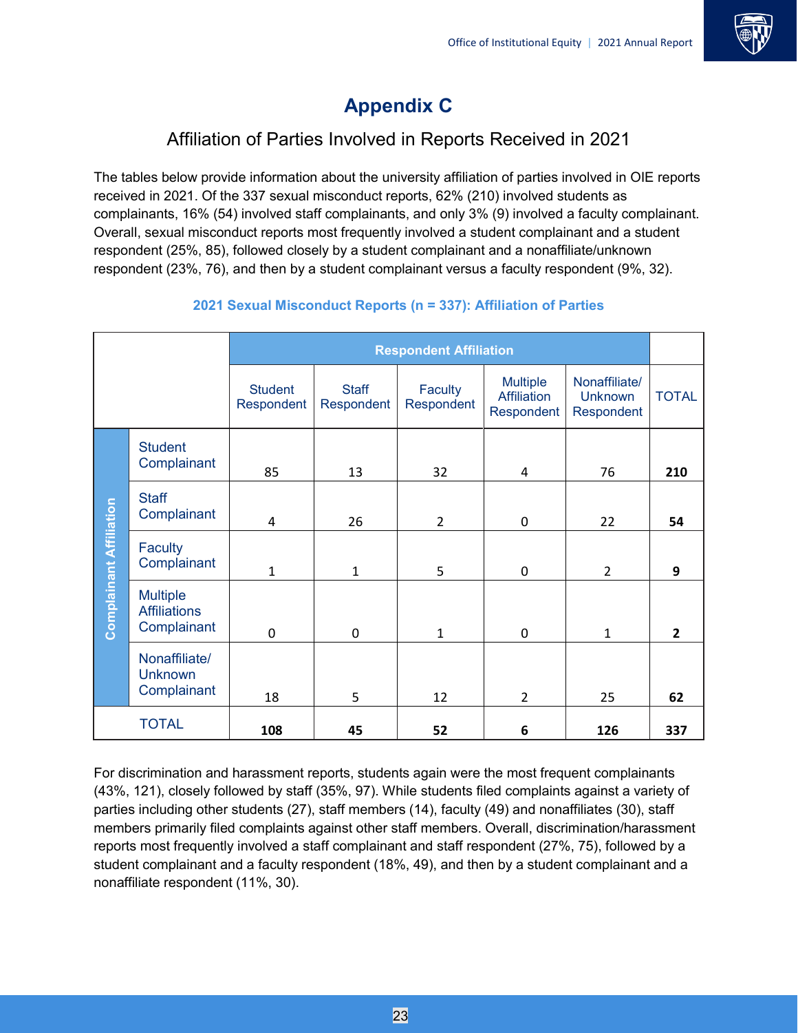# Appendix C

## Affiliation of Parties Involved in Reports Received in 2021

The tables below provide information about the university affiliation of parties involved in OIE reports received in 2021. Of the 337 sexual misconduct reports, 62% (210) involved students as complainants, 16% (54) involved staff complainants, and only 3% (9) involved a faculty complainant. Overall, sexual misconduct reports most frequently involved a student complainant and a student respondent (25%, 85), followed closely by a student complainant and a nonaffiliate/unknown respondent (23%, 76), and then by a student complainant versus a faculty respondent (9%, 32).

**2021 Sexual Misconduct Reports (n = 337): Affiliation of Parties**

| | | Respondent Affiliation | | | | | |
|---|---|---|---|---|---|---|---|
| | | Student Respondent | Staff Respondent | Faculty Respondent | Multiple Affiliation Respondent | Nonaffiliate/ Unknown Respondent | TOTAL |
| Complainant Affiliation | Student Complainant | 85 | 13 | 32 | 4 | 76 | **210** |
| | Staff Complainant | 4 | 26 | 2 | 0 | 22 | **54** |
| | Faculty Complainant | 1 | 1 | 5 | 0 | 2 | **9** |
| | Multiple Affiliations Complainant | 0 | 0 | 1 | 0 | 1 | **2** |
| | Nonaffiliate/ Unknown Complainant | 18 | 5 | 12 | 2 | 25 | **62** |
| TOTAL | | **108** | **45** | **52** | **6** | **126** | **337** |

For discrimination and harassment reports, students again were the most frequent complainants (43%, 121), closely followed by staff (35%, 97). While students filed complaints against a variety of parties including other students (27), staff members (14), faculty (49) and nonaffiliates (30), staff members primarily filed complaints against other staff members. Overall, discrimination/harassment reports most frequently involved a staff complainant and staff respondent (27%, 75), followed by a student complainant and a faculty respondent (18%, 49), and then by a student complainant and a nonaffiliate respondent (11%, 30).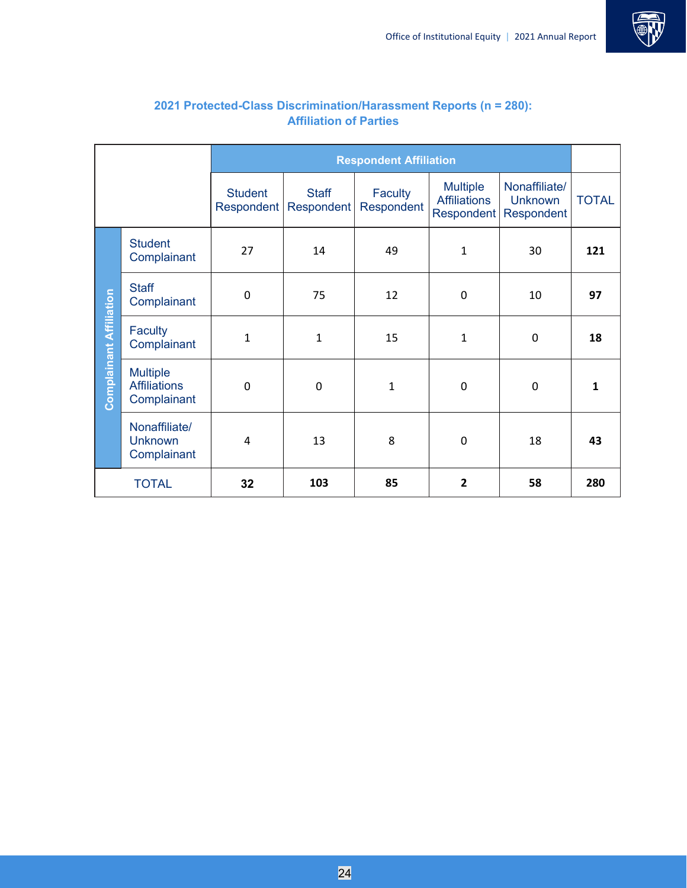## 2021 Protected-Class Discrimination/Harassment Reports (n = 280): Affiliation of Parties

| Complainant Affiliation | Respondent Affiliation | | | | | |
|---|---|---|---|---|---|---|
| | Student Respondent | Staff Respondent | Faculty Respondent | Multiple Affiliations Respondent | Nonaffiliate/ Unknown Respondent | TOTAL |
| Student Complainant | 27 | 14 | 49 | 1 | 30 | **121** |
| Staff Complainant | 0 | 75 | 12 | 0 | 10 | **97** |
| Faculty Complainant | 1 | 1 | 15 | 1 | 0 | **18** |
| Multiple Affiliations Complainant | 0 | 0 | 1 | 0 | 0 | **1** |
| Nonaffiliate/ Unknown Complainant | 4 | 13 | 8 | 0 | 18 | **43** |
| TOTAL | **32** | **103** | **85** | **2** | **58** | **280** |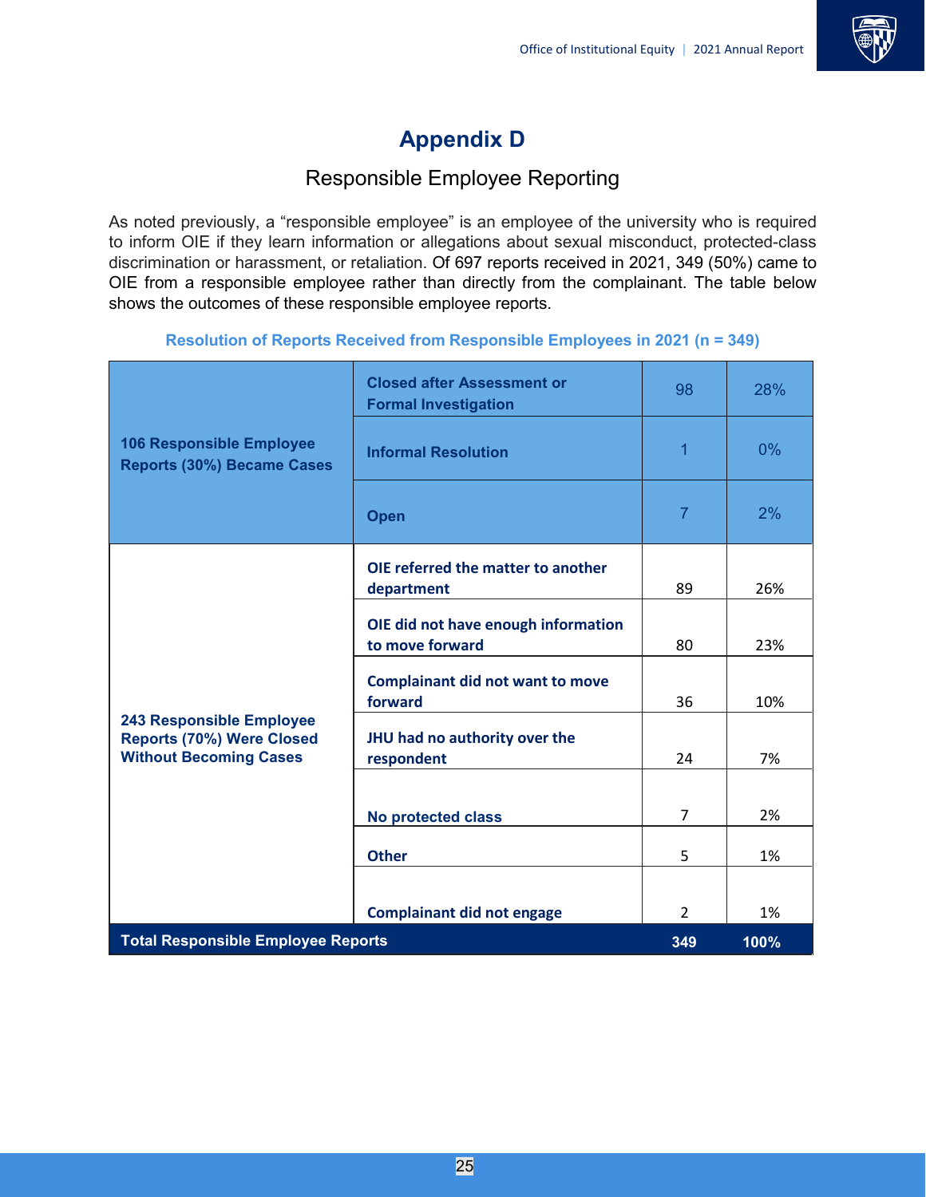# Appendix D

## Responsible Employee Reporting

As noted previously, a “responsible employee” is an employee of the university who is required to inform OIE if they learn information or allegations about sexual misconduct, protected-class discrimination or harassment, or retaliation. Of 697 reports received in 2021, 349 (50%) came to OIE from a responsible employee rather than directly from the complainant. The table below shows the outcomes of these responsible employee reports.

**Resolution of Reports Received from Responsible Employees in 2021 (n = 349)**

| | | | |
|---|---|---|---|
| **106 Responsible Employee Reports (30%) Became Cases** | **Closed after Assessment or Formal Investigation** | 98 | 28% |
| | **Informal Resolution** | 1 | 0% |
| | **Open** | 7 | 2% |
| **243 Responsible Employee Reports (70%) Were Closed Without Becoming Cases** | **OIE referred the matter to another department** | 89 | 26% |
| | **OIE did not have enough information to move forward** | 80 | 23% |
| | **Complainant did not want to move forward** | 36 | 10% |
| | **JHU had no authority over the respondent** | 24 | 7% |
| | **No protected class** | 7 | 2% |
| | **Other** | 5 | 1% |
| | **Complainant did not engage** | 2 | 1% |
| **Total Responsible Employee Reports** | | **349** | **100%** |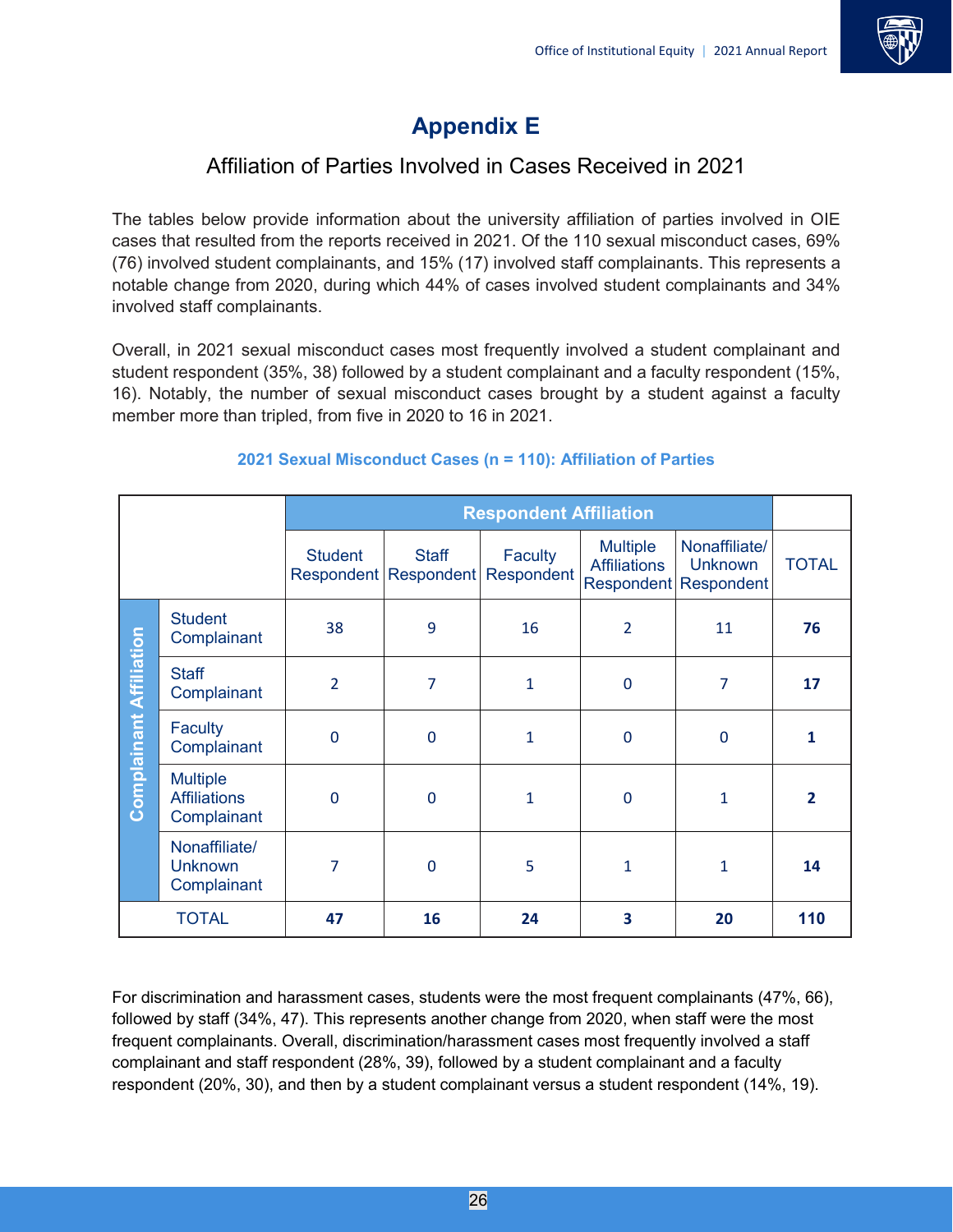# Appendix E

## Affiliation of Parties Involved in Cases Received in 2021

The tables below provide information about the university affiliation of parties involved in OIE cases that resulted from the reports received in 2021. Of the 110 sexual misconduct cases, 69% (76) involved student complainants, and 15% (17) involved staff complainants. This represents a notable change from 2020, during which 44% of cases involved student complainants and 34% involved staff complainants.

Overall, in 2021 sexual misconduct cases most frequently involved a student complainant and student respondent (35%, 38) followed by a student complainant and a faculty respondent (15%, 16). Notably, the number of sexual misconduct cases brought by a student against a faculty member more than tripled, from five in 2020 to 16 in 2021.

**2021 Sexual Misconduct Cases (n = 110): Affiliation of Parties**

| | | Respondent Affiliation | | | | | |
|---|---|---|---|---|---|---|---|
| | | Student Respondent | Staff Respondent | Faculty Respondent | Multiple Affiliations Respondent | Nonaffiliate/ Unknown Respondent | TOTAL |
| Complainant Affiliation | Student Complainant | 38 | 9 | 16 | 2 | 11 | **76** |
| | Staff Complainant | 2 | 7 | 1 | 0 | 7 | **17** |
| | Faculty Complainant | 0 | 0 | 1 | 0 | 0 | **1** |
| | Multiple Affiliations Complainant | 0 | 0 | 1 | 0 | 1 | **2** |
| | Nonaffiliate/ Unknown Complainant | 7 | 0 | 5 | 1 | 1 | **14** |
| TOTAL | | **47** | **16** | **24** | **3** | **20** | **110** |

For discrimination and harassment cases, students were the most frequent complainants (47%, 66), followed by staff (34%, 47). This represents another change from 2020, when staff were the most frequent complainants. Overall, discrimination/harassment cases most frequently involved a staff complainant and staff respondent (28%, 39), followed by a student complainant and a faculty respondent (20%, 30), and then by a student complainant versus a student respondent (14%, 19).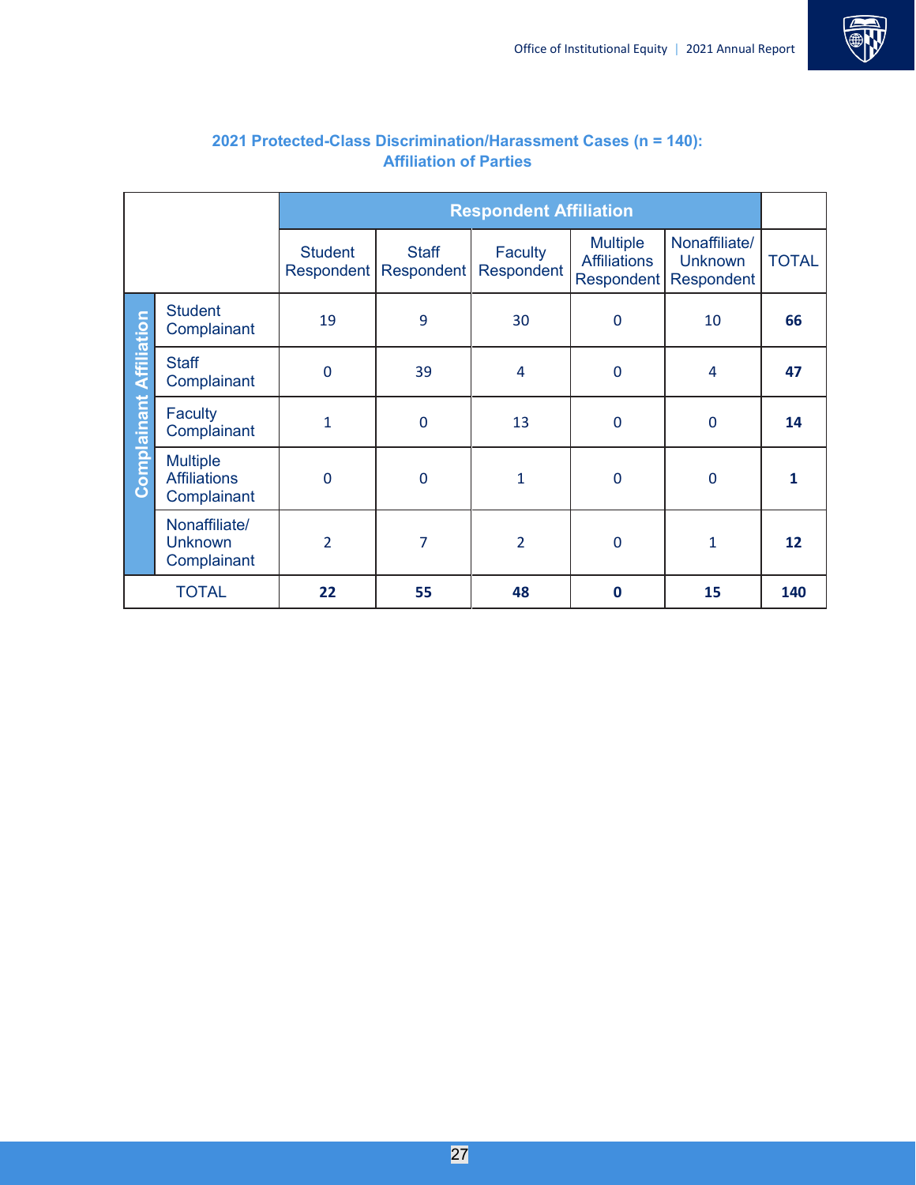### 2021 Protected-Class Discrimination/Harassment Cases (n = 140): Affiliation of Parties

| | | Respondent Affiliation | | | | | |
|---|---|---|---|---|---|---|---|
| | | Student Respondent | Staff Respondent | Faculty Respondent | Multiple Affiliations Respondent | Nonaffiliate/ Unknown Respondent | TOTAL |
| Complainant Affiliation | Student Complainant | 19 | 9 | 30 | 0 | 10 | **66** |
| | Staff Complainant | 0 | 39 | 4 | 0 | 4 | **47** |
| | Faculty Complainant | 1 | 0 | 13 | 0 | 0 | **14** |
| | Multiple Affiliations Complainant | 0 | 0 | 1 | 0 | 0 | **1** |
| | Nonaffiliate/ Unknown Complainant | 2 | 7 | 2 | 0 | 1 | **12** |
| TOTAL | | **22** | **55** | **48** | **0** | **15** | **140** |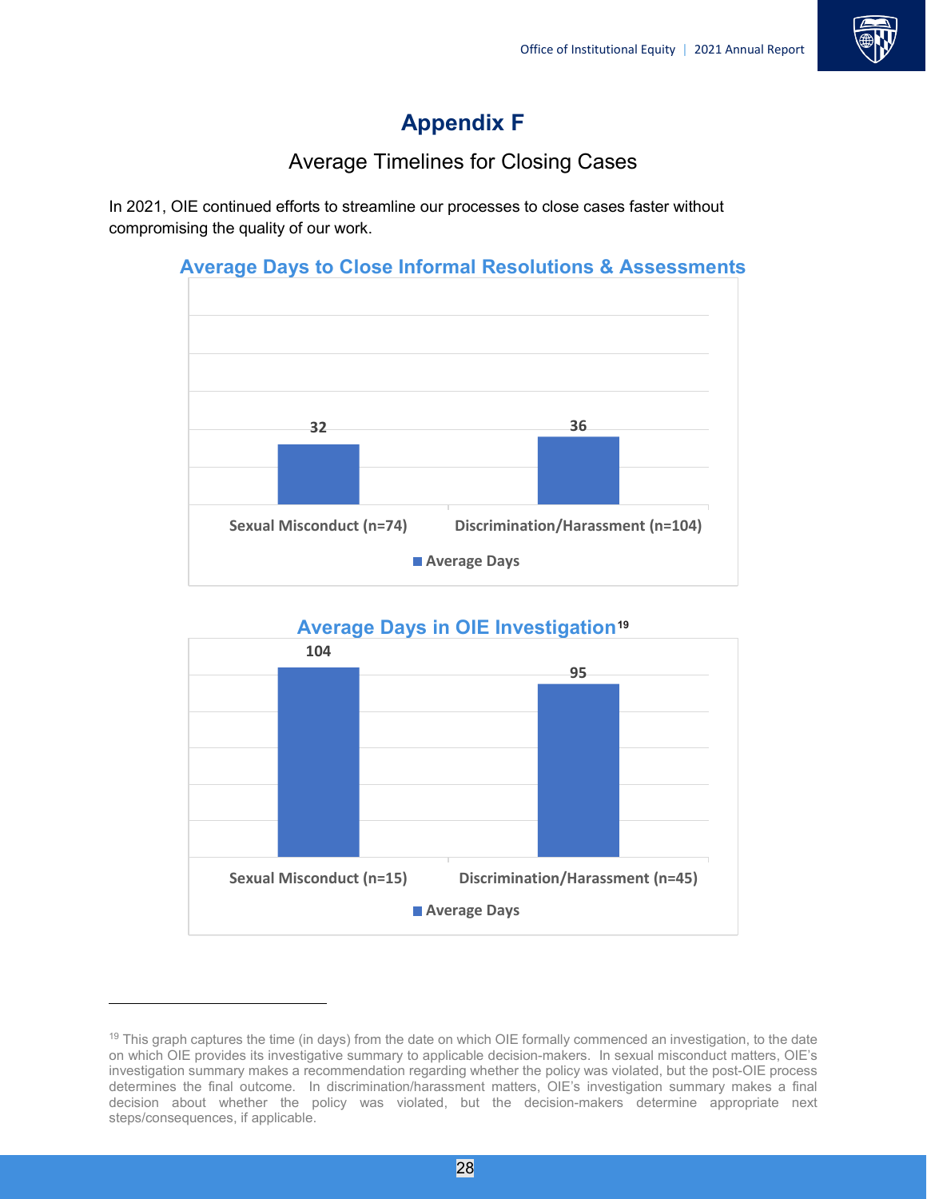# Appendix F

## Average Timelines for Closing Cases

In 2021, OIE continued efforts to streamline our processes to close cases faster without compromising the quality of our work.

### Average Days to Close Informal Resolutions & Assessments

| | Average Days |
|---|---|
| Sexual Misconduct (n=74) | 32 |
| Discrimination/Harassment (n=104) | 36 |

### Average Days in OIE Investigation[19]

| | Average Days |
|---|---|
| Sexual Misconduct (n=15) | 104 |
| Discrimination/Harassment (n=45) | 95 |

---

[19] This graph captures the time (in days) from the date on which OIE formally commenced an investigation, to the date on which OIE provides its investigative summary to applicable decision-makers. In sexual misconduct matters, OIE's investigation summary makes a recommendation regarding whether the policy was violated, but the post-OIE process determines the final outcome. In discrimination/harassment matters, OIE's investigation summary makes a final decision about whether the policy was violated, but the decision-makers determine appropriate next steps/consequences, if applicable.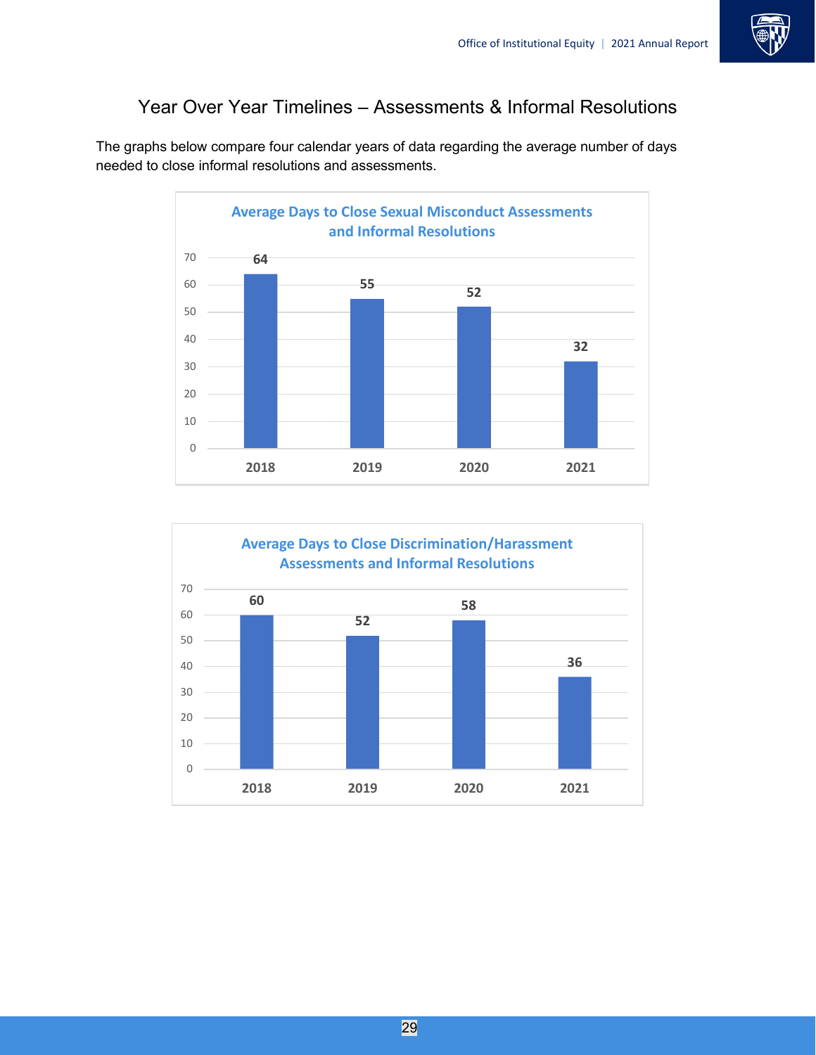## Year Over Year Timelines – Assessments & Informal Resolutions

The graphs below compare four calendar years of data regarding the average number of days needed to close informal resolutions and assessments.

**Average Days to Close Sexual Misconduct Assessments and Informal Resolutions**

| Year | Average Days |
|---|---|
| 2018 | 64 |
| 2019 | 55 |
| 2020 | 52 |
| 2021 | 32 |

**Average Days to Close Discrimination/Harassment Assessments and Informal Resolutions**

| Year | Average Days |
|---|---|
| 2018 | 60 |
| 2019 | 52 |
| 2020 | 58 |
| 2021 | 36 |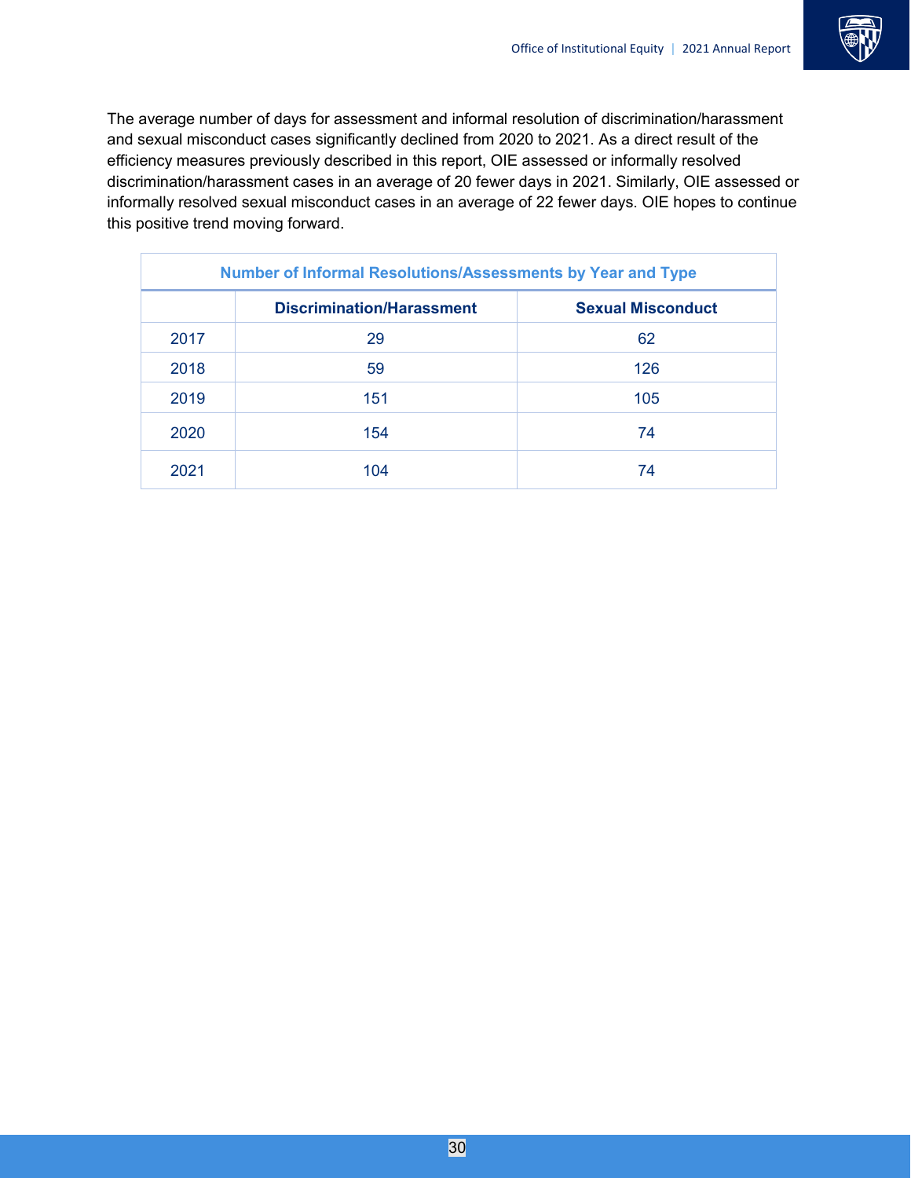The average number of days for assessment and informal resolution of discrimination/harassment and sexual misconduct cases significantly declined from 2020 to 2021. As a direct result of the efficiency measures previously described in this report, OIE assessed or informally resolved discrimination/harassment cases in an average of 20 fewer days in 2021. Similarly, OIE assessed or informally resolved sexual misconduct cases in an average of 22 fewer days. OIE hopes to continue this positive trend moving forward.

| Number of Informal Resolutions/Assessments by Year and Type | | |
|---|---|---|
| | **Discrimination/Harassment** | **Sexual Misconduct** |
| 2017 | 29 | 62 |
| 2018 | 59 | 126 |
| 2019 | 151 | 105 |
| 2020 | 154 | 74 |
| 2021 | 104 | 74 |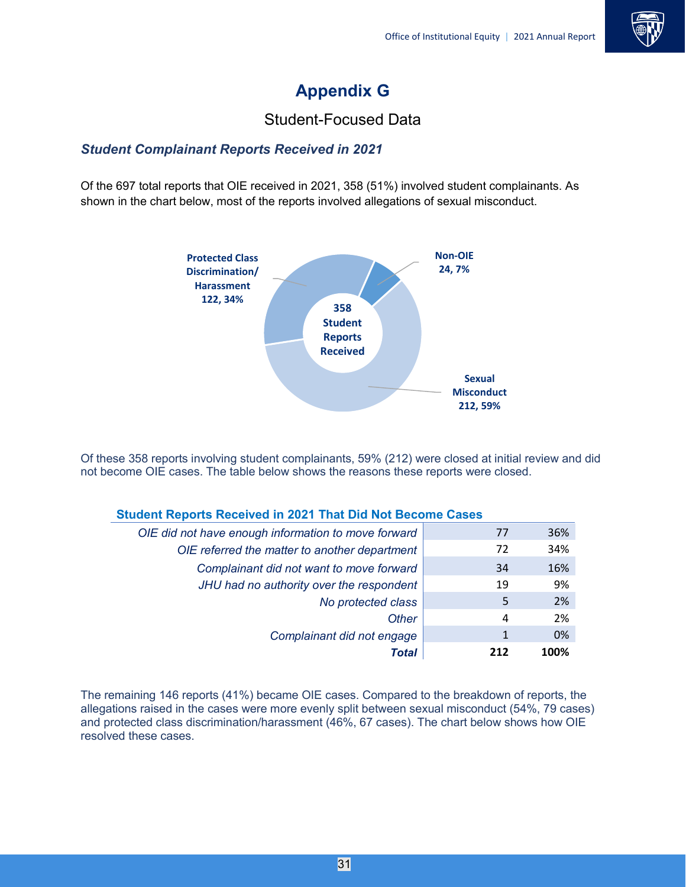# Appendix G

## Student-Focused Data

### *Student Complainant Reports Received in 2021*

Of the 697 total reports that OIE received in 2021, 358 (51%) involved student complainants. As shown in the chart below, most of the reports involved allegations of sexual misconduct.

**358 Student Reports Received**

- **Protected Class Discrimination/ Harassment 122, 34%**
- **Non-OIE 24, 7%**
- **Sexual Misconduct 212, 59%**

Of these 358 reports involving student complainants, 59% (212) were closed at initial review and did not become OIE cases. The table below shows the reasons these reports were closed.

**Student Reports Received in 2021 That Did Not Become Cases**

| | | |
|---|---|---|
| *OIE did not have enough information to move forward* | 77 | 36% |
| *OIE referred the matter to another department* | 72 | 34% |
| *Complainant did not want to move forward* | 34 | 16% |
| *JHU had no authority over the respondent* | 19 | 9% |
| *No protected class* | 5 | 2% |
| *Other* | 4 | 2% |
| *Complainant did not engage* | 1 | 0% |
| ***Total*** | **212** | **100%** |

The remaining 146 reports (41%) became OIE cases. Compared to the breakdown of reports, the allegations raised in the cases were more evenly split between sexual misconduct (54%, 79 cases) and protected class discrimination/harassment (46%, 67 cases). The chart below shows how OIE resolved these cases.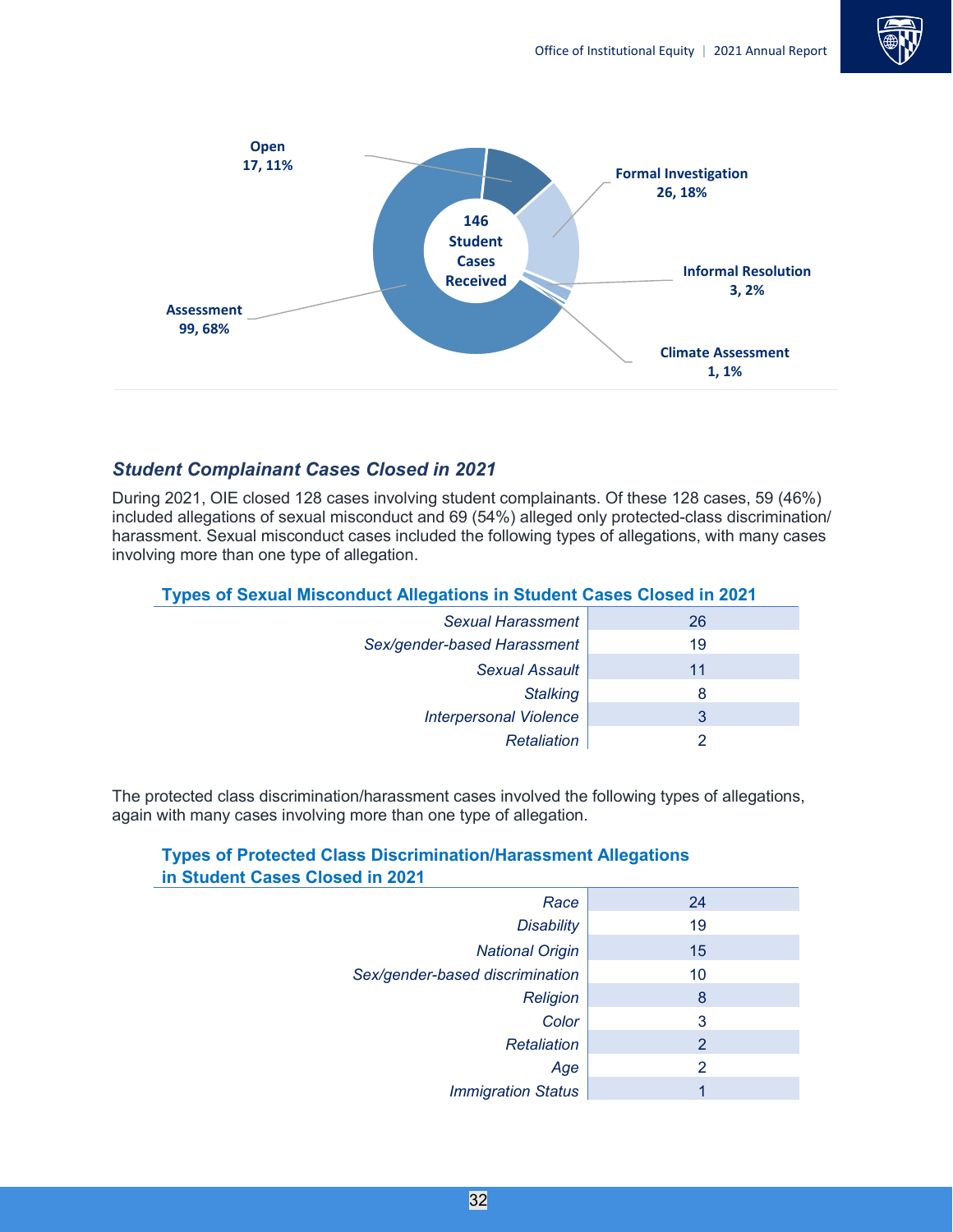Open
17, 11%

Formal Investigation
26, 18%

146 Student Cases Received

Informal Resolution
3, 2%

Assessment
99, 68%

Climate Assessment
1, 1%

### *Student Complainant Cases Closed in 2021*

During 2021, OIE closed 128 cases involving student complainants. Of these 128 cases, 59 (46%) included allegations of sexual misconduct and 69 (54%) alleged only protected-class discrimination/ harassment. Sexual misconduct cases included the following types of allegations, with many cases involving more than one type of allegation.

**Types of Sexual Misconduct Allegations in Student Cases Closed in 2021**

| Allegation | Count |
|---|---|
| *Sexual Harassment* | 26 |
| *Sex/gender-based Harassment* | 19 |
| *Sexual Assault* | 11 |
| *Stalking* | 8 |
| *Interpersonal Violence* | 3 |
| *Retaliation* | 2 |

The protected class discrimination/harassment cases involved the following types of allegations, again with many cases involving more than one type of allegation.

**Types of Protected Class Discrimination/Harassment Allegations in Student Cases Closed in 2021**

| Allegation | Count |
|---|---|
| *Race* | 24 |
| *Disability* | 19 |
| *National Origin* | 15 |
| *Sex/gender-based discrimination* | 10 |
| *Religion* | 8 |
| *Color* | 3 |
| *Retaliation* | 2 |
| *Age* | 2 |
| *Immigration Status* | 1 |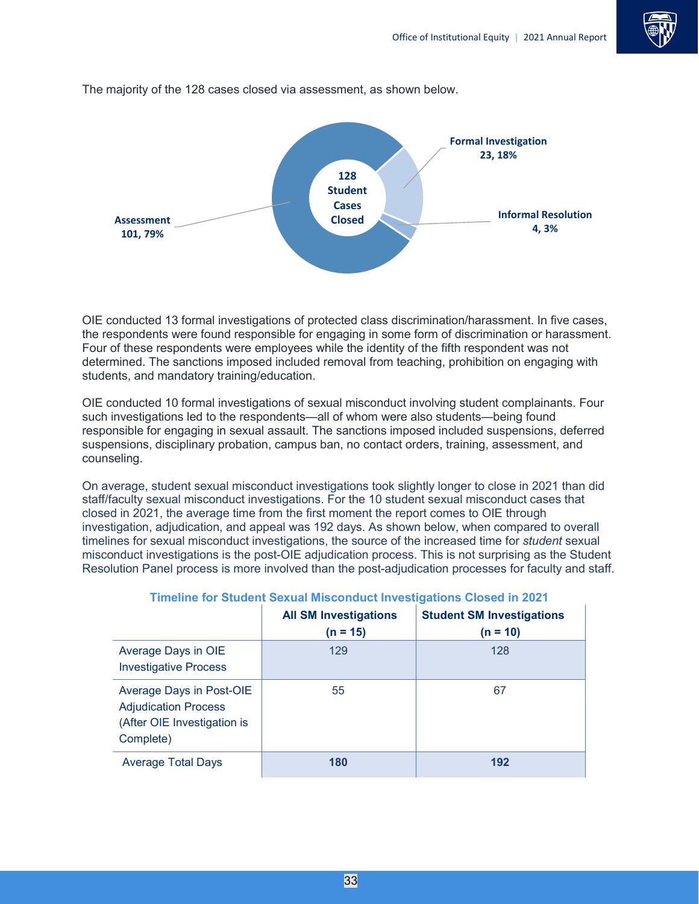The majority of the 128 cases closed via assessment, as shown below.

128 Student Cases Closed

Formal Investigation
23, 18%

Informal Resolution
4, 3%

Assessment
101, 79%

OIE conducted 13 formal investigations of protected class discrimination/harassment. In five cases, the respondents were found responsible for engaging in some form of discrimination or harassment. Four of these respondents were employees while the identity of the fifth respondent was not determined. The sanctions imposed included removal from teaching, prohibition on engaging with students, and mandatory training/education.

OIE conducted 10 formal investigations of sexual misconduct involving student complainants. Four such investigations led to the respondents—all of whom were also students—being found responsible for engaging in sexual assault. The sanctions imposed included suspensions, deferred suspensions, disciplinary probation, campus ban, no contact orders, training, assessment, and counseling.

On average, student sexual misconduct investigations took slightly longer to close in 2021 than did staff/faculty sexual misconduct investigations. For the 10 student sexual misconduct cases that closed in 2021, the average time from the first moment the report comes to OIE through investigation, adjudication, and appeal was 192 days. As shown below, when compared to overall timelines for sexual misconduct investigations, the source of the increased time for *student* sexual misconduct investigations is the post-OIE adjudication process. This is not surprising as the Student Resolution Panel process is more involved than the post-adjudication processes for faculty and staff.

**Timeline for Student Sexual Misconduct Investigations Closed in 2021**

| | All SM Investigations (n = 15) | Student SM Investigations (n = 10) |
|---|---|---|
| Average Days in OIE Investigative Process | 129 | 128 |
| Average Days in Post-OIE Adjudication Process (After OIE Investigation is Complete) | 55 | 67 |
| Average Total Days | **180** | **192** |